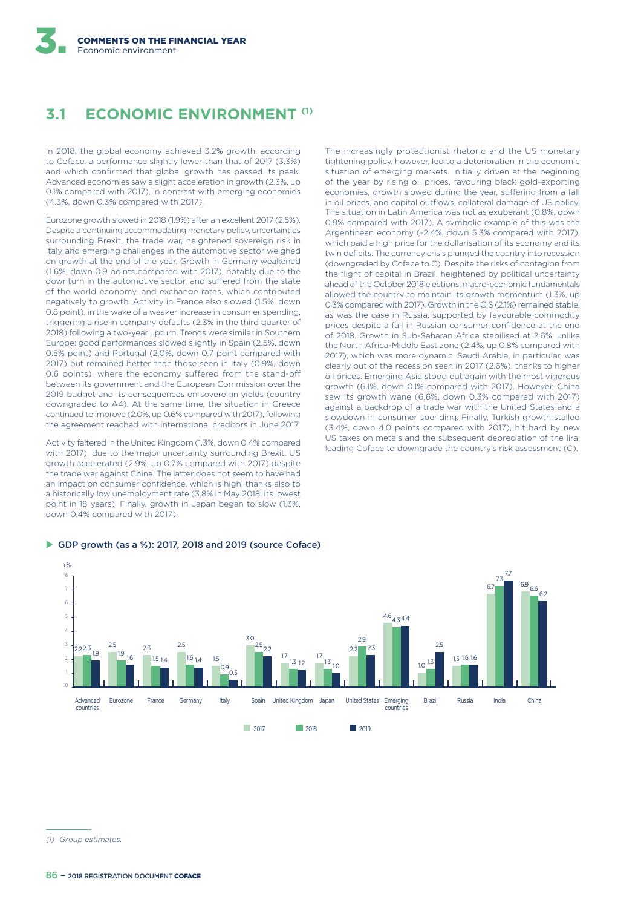## 3.1 ECONOMIC ENVIRONMENT [(1)]

In 2018, the global economy achieved 3.2% growth, according to Coface, a performance slightly lower than that of 2017 (3.3%) and which confirmed that global growth has passed its peak. Advanced economies saw a slight acceleration in growth (2.3%, up 0.1% compared with 2017), in contrast with emerging economies (4.3%, down 0.3% compared with 2017).

Eurozone growth slowed in 2018 (1.9%) after an excellent 2017 (2.5%). Despite a continuing accommodating monetary policy, uncertainties surrounding Brexit, the trade war, heightened sovereign risk in Italy and emerging challenges in the automotive sector weighed on growth at the end of the year. Growth in Germany weakened (1.6%, down 0.9 points compared with 2017), notably due to the downturn in the automotive sector, and suffered from the state of the world economy, and exchange rates, which contributed negatively to growth. Activity in France also slowed (1.5%, down 0.8 point), in the wake of a weaker increase in consumer spending, triggering a rise in company defaults (2.3% in the third quarter of 2018) following a two-year upturn. Trends were similar in Southern Europe: good performances slowed slightly in Spain (2.5%, down 0.5% point) and Portugal (2.0%, down 0.7 point compared with 2017) but remained better than those seen in Italy (0.9%, down 0.6 points), where the economy suffered from the stand-off between its government and the European Commission over the 2019 budget and its consequences on sovereign yields (country downgraded to A4). At the same time, the situation in Greece continued to improve (2.0%, up 0.6% compared with 2017), following the agreement reached with international creditors in June 2017.

Activity faltered in the United Kingdom (1.3%, down 0.4% compared with 2017), due to the major uncertainty surrounding Brexit. US growth accelerated (2.9%, up 0.7% compared with 2017) despite the trade war against China. The latter does not seem to have had an impact on consumer confidence, which is high, thanks also to a historically low unemployment rate (3.8% in May 2018, its lowest point in 18 years). Finally, growth in Japan began to slow (1.3%, down 0.4% compared with 2017).

The increasingly protectionist rhetoric and the US monetary tightening policy, however, led to a deterioration in the economic situation of emerging markets. Initially driven at the beginning of the year by rising oil prices, favouring black gold-exporting economies, growth slowed during the year, suffering from a fall in oil prices, and capital outflows, collateral damage of US policy. The situation in Latin America was not as exuberant (0.8%, down 0.9% compared with 2017). A symbolic example of this was the Argentinean economy (-2.4%, down 5.3% compared with 2017), which paid a high price for the dollarisation of its economy and its twin deficits. The currency crisis plunged the country into recession (downgraded by Coface to C). Despite the risks of contagion from the flight of capital in Brazil, heightened by political uncertainty ahead of the October 2018 elections, macro-economic fundamentals allowed the country to maintain its growth momentum (1.3%, up 0.3% compared with 2017). Growth in the CIS (2.1%) remained stable, as was the case in Russia, supported by favourable commodity prices despite a fall in Russian consumer confidence at the end of 2018. Growth in Sub-Saharan Africa stabilised at 2.6%, unlike the North Africa-Middle East zone (2.4%, up 0.8% compared with 2017), which was more dynamic. Saudi Arabia, in particular, was clearly out of the recession seen in 2017 (2.6%), thanks to higher oil prices. Emerging Asia stood out again with the most vigorous growth (6.1%, down 0.1% compared with 2017). However, China saw its growth wane (6.6%, down 0.3% compared with 2017) against a backdrop of a trade war with the United States and a slowdown in consumer spending. Finally, Turkish growth stalled (3.4%, down 4.0 points compared with 2017), hit hard by new US taxes on metals and the subsequent depreciation of the lira, leading Coface to downgrade the country's risk assessment (C).

**GDP growth (as a %): 2017, 2018 and 2019 (source Coface)**

| | 2017 | 2018 | 2019 |
|---|---|---|---|
| Advanced countries | 2.2 | 2.3 | 1.9 |
| Eurozone | 2.5 | 1.9 | 1.6 |
| France | 2.3 | 1.5 | 1.4 |
| Germany | 2.5 | 1.6 | 1.4 |
| Italy | 1.5 | 0.9 | 0.5 |
| Spain | 3.0 | 2.5 | 2.2 |
| United Kingdom | 1.7 | 1.3 | 1.2 |
| Japan | 1.7 | 1.3 | 1.0 |
| United States | 2.2 | 2.9 | 2.3 |
| Emerging countries | 4.6 | 4.3 | 4.4 |
| Brazil | 1.0 | 1.3 | 2.5 |
| Russia | 1.5 | 1.6 | 1.6 |
| India | 6.7 | 7.3 | 7.7 |
| China | 6.9 | 6.6 | 6.2 |

(1) *Group estimates.*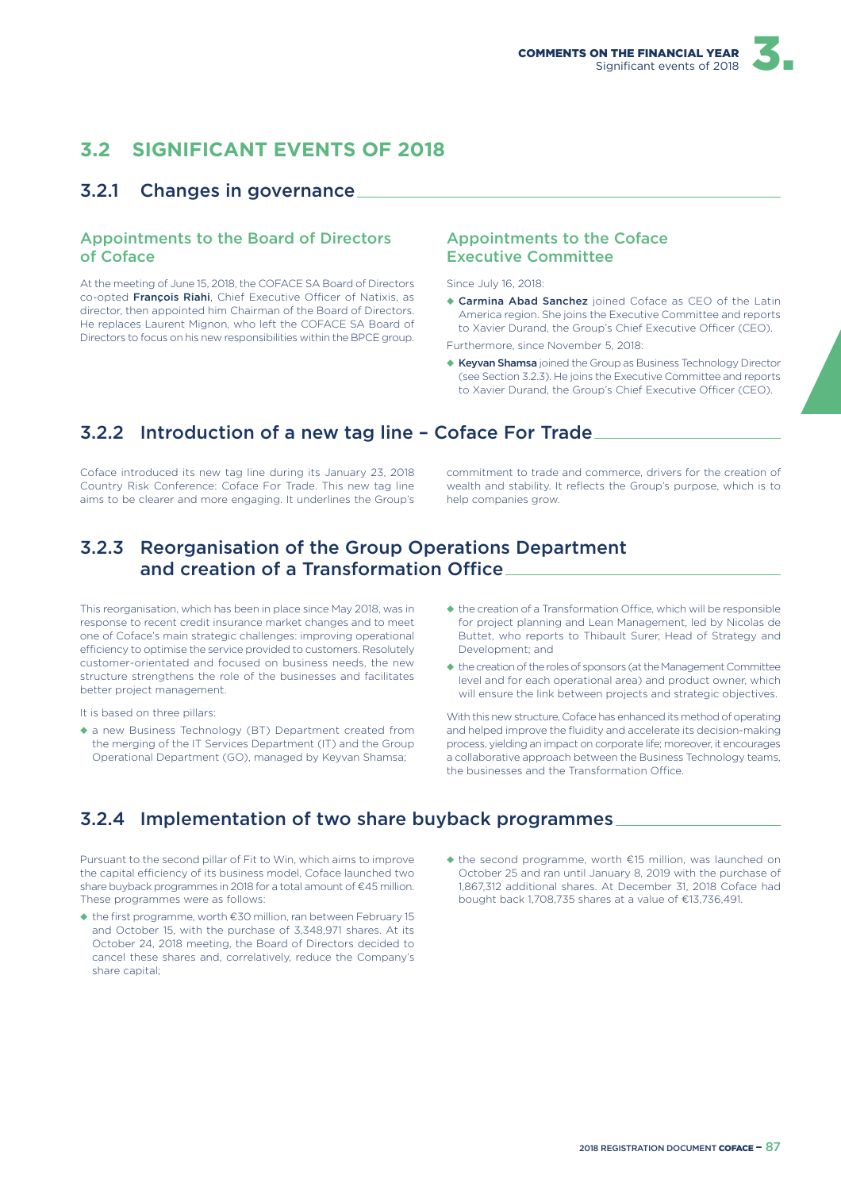## 3.2 SIGNIFICANT EVENTS OF 2018

### 3.2.1 Changes in governance

#### Appointments to the Board of Directors of Coface

At the meeting of June 15, 2018, the COFACE SA Board of Directors co-opted **François Riahi**, Chief Executive Officer of Natixis, as director, then appointed him Chairman of the Board of Directors. He replaces Laurent Mignon, who left the COFACE SA Board of Directors to focus on his new responsibilities within the BPCE group.

#### Appointments to the Coface Executive Committee

Since July 16, 2018:

- **Carmina Abad Sanchez** joined Coface as CEO of the Latin America region. She joins the Executive Committee and reports to Xavier Durand, the Group's Chief Executive Officer (CEO).

Furthermore, since November 5, 2018:

- **Keyvan Shamsa** joined the Group as Business Technology Director (see Section 3.2.3). He joins the Executive Committee and reports to Xavier Durand, the Group's Chief Executive Officer (CEO).

### 3.2.2 Introduction of a new tag line – Coface For Trade

Coface introduced its new tag line during its January 23, 2018 Country Risk Conference: Coface For Trade. This new tag line aims to be clearer and more engaging. It underlines the Group's commitment to trade and commerce, drivers for the creation of wealth and stability. It reflects the Group's purpose, which is to help companies grow.

### 3.2.3 Reorganisation of the Group Operations Department and creation of a Transformation Office

This reorganisation, which has been in place since May 2018, was in response to recent credit insurance market changes and to meet one of Coface's main strategic challenges: improving operational efficiency to optimise the service provided to customers. Resolutely customer-orientated and focused on business needs, the new structure strengthens the role of the businesses and facilitates better project management.

It is based on three pillars:

- a new Business Technology (BT) Department created from the merging of the IT Services Department (IT) and the Group Operational Department (GO), managed by Keyvan Shamsa;
- the creation of a Transformation Office, which will be responsible for project planning and Lean Management, led by Nicolas de Buttet, who reports to Thibault Surer, Head of Strategy and Development; and
- the creation of the roles of sponsors (at the Management Committee level and for each operational area) and product owner, which will ensure the link between projects and strategic objectives.

With this new structure, Coface has enhanced its method of operating and helped improve the fluidity and accelerate its decision-making process, yielding an impact on corporate life; moreover, it encourages a collaborative approach between the Business Technology teams, the businesses and the Transformation Office.

### 3.2.4 Implementation of two share buyback programmes

Pursuant to the second pillar of Fit to Win, which aims to improve the capital efficiency of its business model, Coface launched two share buyback programmes in 2018 for a total amount of €45 million. These programmes were as follows:

- the first programme, worth €30 million, ran between February 15 and October 15, with the purchase of 3,348,971 shares. At its October 24, 2018 meeting, the Board of Directors decided to cancel these shares and, correlatively, reduce the Company's share capital;
- the second programme, worth €15 million, was launched on October 25 and ran until January 8, 2019 with the purchase of 1,867,312 additional shares. At December 31, 2018 Coface had bought back 1,708,735 shares at a value of €13,736,491.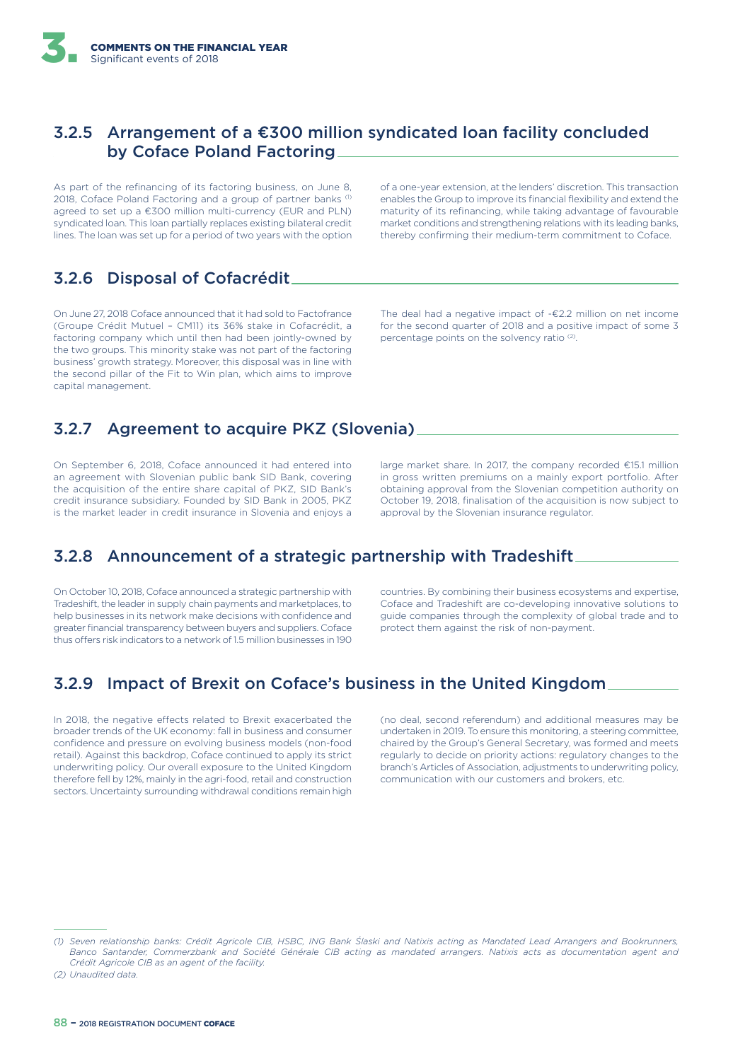### 3.2.5 Arrangement of a €300 million syndicated loan facility concluded by Coface Poland Factoring

As part of the refinancing of its factoring business, on June 8, 2018, Coface Poland Factoring and a group of partner banks [1] agreed to set up a €300 million multi-currency (EUR and PLN) syndicated loan. This loan partially replaces existing bilateral credit lines. The loan was set up for a period of two years with the option of a one-year extension, at the lenders' discretion. This transaction enables the Group to improve its financial flexibility and extend the maturity of its refinancing, while taking advantage of favourable market conditions and strengthening relations with its leading banks, thereby confirming their medium-term commitment to Coface.

### 3.2.6 Disposal of Cofacrédit

On June 27, 2018 Coface announced that it had sold to Factofrance (Groupe Crédit Mutuel – CM11) its 36% stake in Cofacrédit, a factoring company which until then had been jointly-owned by the two groups. This minority stake was not part of the factoring business' growth strategy. Moreover, this disposal was in line with the second pillar of the Fit to Win plan, which aims to improve capital management.

The deal had a negative impact of -€2.2 million on net income for the second quarter of 2018 and a positive impact of some 3 percentage points on the solvency ratio [2].

### 3.2.7 Agreement to acquire PKZ (Slovenia)

On September 6, 2018, Coface announced it had entered into an agreement with Slovenian public bank SID Bank, covering the acquisition of the entire share capital of PKZ, SID Bank's credit insurance subsidiary. Founded by SID Bank in 2005, PKZ is the market leader in credit insurance in Slovenia and enjoys a large market share. In 2017, the company recorded €15.1 million in gross written premiums on a mainly export portfolio. After obtaining approval from the Slovenian competition authority on October 19, 2018, finalisation of the acquisition is now subject to approval by the Slovenian insurance regulator.

### 3.2.8 Announcement of a strategic partnership with Tradeshift

On October 10, 2018, Coface announced a strategic partnership with Tradeshift, the leader in supply chain payments and marketplaces, to help businesses in its network make decisions with confidence and greater financial transparency between buyers and suppliers. Coface thus offers risk indicators to a network of 1.5 million businesses in 190 countries. By combining their business ecosystems and expertise, Coface and Tradeshift are co-developing innovative solutions to guide companies through the complexity of global trade and to protect them against the risk of non-payment.

### 3.2.9 Impact of Brexit on Coface's business in the United Kingdom

In 2018, the negative effects related to Brexit exacerbated the broader trends of the UK economy: fall in business and consumer confidence and pressure on evolving business models (non-food retail). Against this backdrop, Coface continued to apply its strict underwriting policy. Our overall exposure to the United Kingdom therefore fell by 12%, mainly in the agri-food, retail and construction sectors. Uncertainty surrounding withdrawal conditions remain high (no deal, second referendum) and additional measures may be undertaken in 2019. To ensure this monitoring, a steering committee, chaired by the Group's General Secretary, was formed and meets regularly to decide on priority actions: regulatory changes to the branch's Articles of Association, adjustments to underwriting policy, communication with our customers and brokers, etc.

---

*(1) Seven relationship banks: Crédit Agricole CIB, HSBC, ING Bank Śląski and Natixis acting as Mandated Lead Arrangers and Bookrunners, Banco Santander, Commerzbank and Société Générale CIB acting as mandated arrangers. Natixis acts as documentation agent and Crédit Agricole CIB as an agent of the facility.*

*(2) Unaudited data.*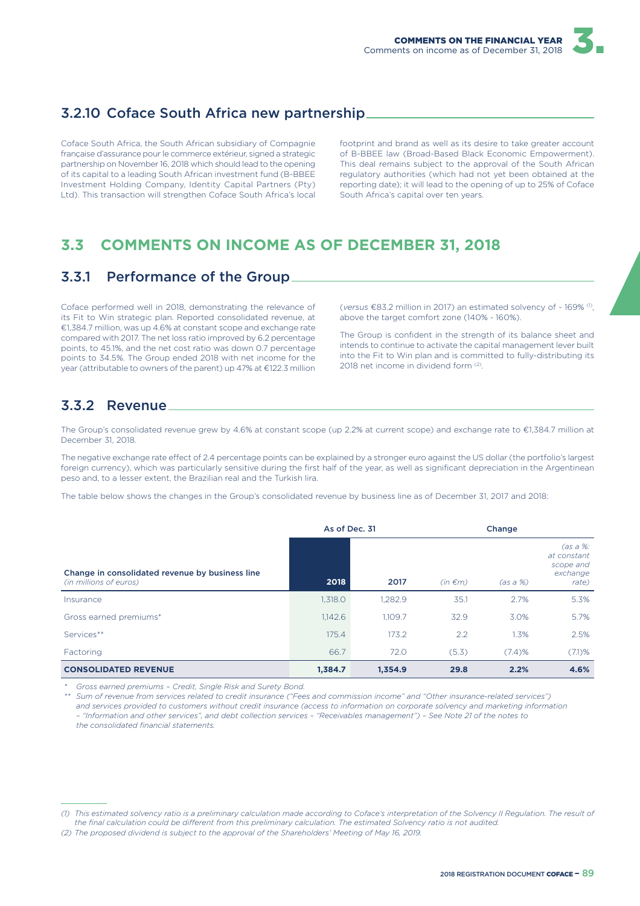## 3.2.10 Coface South Africa new partnership

Coface South Africa, the South African subsidiary of Compagnie française d'assurance pour le commerce extérieur, signed a strategic partnership on November 16, 2018 which should lead to the opening of its capital to a leading South African investment fund (B-BBEE Investment Holding Company, Identity Capital Partners (Pty) Ltd). This transaction will strengthen Coface South Africa's local footprint and brand as well as its desire to take greater account of B-BBEE law (Broad-Based Black Economic Empowerment). This deal remains subject to the approval of the South African regulatory authorities (which had not yet been obtained at the reporting date); it will lead to the opening of up to 25% of Coface South Africa's capital over ten years.

# 3.3 COMMENTS ON INCOME AS OF DECEMBER 31, 2018

## 3.3.1 Performance of the Group

Coface performed well in 2018, demonstrating the relevance of its Fit to Win strategic plan. Reported consolidated revenue, at €1,384.7 million, was up 4.6% at constant scope and exchange rate compared with 2017. The net loss ratio improved by 6.2 percentage points, to 45.1%, and the net cost ratio was down 0.7 percentage points to 34.5%. The Group ended 2018 with net income for the year (attributable to owners of the parent) up 47% at €122.3 million (*versus* €83.2 million in 2017) an estimated solvency of ~ 169% [1], above the target comfort zone (140% - 160%).

The Group is confident in the strength of its balance sheet and intends to continue to activate the capital management lever built into the Fit to Win plan and is committed to fully-distributing its 2018 net income in dividend form [2].

## 3.3.2 Revenue

The Group's consolidated revenue grew by 4.6% at constant scope (up 2.2% at current scope) and exchange rate to €1,384.7 million at December 31, 2018.

The negative exchange rate effect of 2.4 percentage points can be explained by a stronger euro against the US dollar (the portfolio's largest foreign currency), which was particularly sensitive during the first half of the year, as well as significant depreciation in the Argentinean peso and, to a lesser extent, the Brazilian real and the Turkish lira.

The table below shows the changes in the Group's consolidated revenue by business line as of December 31, 2017 and 2018:

| Change in consolidated revenue by business line *(in millions of euros)* | As of Dec. 31 | | Change | | |
|---|---|---|---|---|---|
| | **2018** | **2017** | *(in €m)* | *(as a %)* | *(as a %: at constant scope and exchange rate)* |
| Insurance | 1,318.0 | 1,282.9 | 35.1 | 2.7% | 5.3% |
| Gross earned premiums* | 1,142.6 | 1,109.7 | 32.9 | 3.0% | 5.7% |
| Services** | 175.4 | 173.2 | 2.2 | 1.3% | 2.5% |
| Factoring | 66.7 | 72.0 | (5.3) | (7.4)% | (7.1)% |
| **CONSOLIDATED REVENUE** | **1,384.7** | **1,354.9** | **29.8** | **2.2%** | **4.6%** |

\* *Gross earned premiums – Credit, Single Risk and Surety Bond.*

\*\* *Sum of revenue from services related to credit insurance ("Fees and commission income" and "Other insurance-related services") and services provided to customers without credit insurance (access to information on corporate solvency and marketing information – "Information and other services", and debt collection services – "Receivables management") – See Note 21 of the notes to the consolidated financial statements.*

(1) *This estimated solvency ratio is a preliminary calculation made according to Coface's interpretation of the Solvency II Regulation. The result of the final calculation could be different from this preliminary calculation. The estimated Solvency ratio is not audited.*

(2) *The proposed dividend is subject to the approval of the Shareholders' Meeting of May 16, 2019.*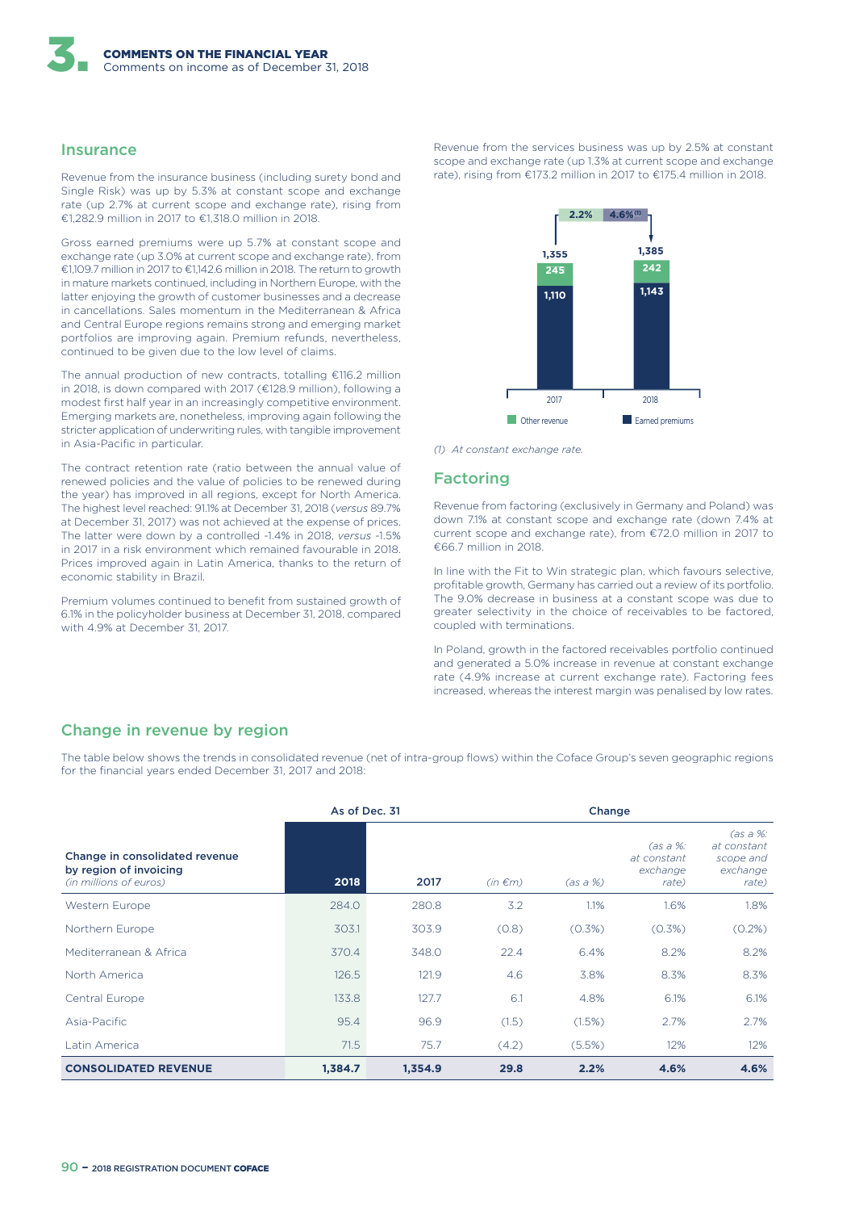## Insurance

Revenue from the insurance business (including surety bond and Single Risk) was up by 5.3% at constant scope and exchange rate (up 2.7% at current scope and exchange rate), rising from €1,282.9 million in 2017 to €1,318.0 million in 2018.

Gross earned premiums were up 5.7% at constant scope and exchange rate (up 3.0% at current scope and exchange rate), from €1,109.7 million in 2017 to €1,142.6 million in 2018. The return to growth in mature markets continued, including in Northern Europe, with the latter enjoying the growth of customer businesses and a decrease in cancellations. Sales momentum in the Mediterranean & Africa and Central Europe regions remains strong and emerging market portfolios are improving again. Premium refunds, nevertheless, continued to be given due to the low level of claims.

The annual production of new contracts, totalling €116.2 million in 2018, is down compared with 2017 (€128.9 million), following a modest first half year in an increasingly competitive environment. Emerging markets are, nonetheless, improving again following the stricter application of underwriting rules, with tangible improvement in Asia-Pacific in particular.

The contract retention rate (ratio between the annual value of renewed policies and the value of policies to be renewed during the year) has improved in all regions, except for North America. The highest level reached: 91.1% at December 31, 2018 (*versus* 89.7% at December 31, 2017) was not achieved at the expense of prices. The latter were down by a controlled -1.4% in 2018, *versus* -1.5% in 2017 in a risk environment which remained favourable in 2018. Prices improved again in Latin America, thanks to the return of economic stability in Brazil.

Premium volumes continued to benefit from sustained growth of 6.1% in the policyholder business at December 31, 2018, compared with 4.9% at December 31, 2017.

Revenue from the services business was up by 2.5% at constant scope and exchange rate (up 1.3% at current scope and exchange rate), rising from €173.2 million in 2017 to €175.4 million in 2018.

| | 2017 | 2018 |
|---|---|---|
| Other revenue | 245 | 242 |
| Earned premiums | 1,110 | 1,143 |
| Total | 1,355 | 1,385 |

Change: 2.2% / 4.6%[(1)]

*(1) At constant exchange rate.*

## Factoring

Revenue from factoring (exclusively in Germany and Poland) was down 7.1% at constant scope and exchange rate (down 7.4% at current scope and exchange rate), from €72.0 million in 2017 to €66.7 million in 2018.

In line with the Fit to Win strategic plan, which favours selective, profitable growth, Germany has carried out a review of its portfolio. The 9.0% decrease in business at a constant scope was due to greater selectivity in the choice of receivables to be factored, coupled with terminations.

In Poland, growth in the factored receivables portfolio continued and generated a 5.0% increase in revenue at constant exchange rate (4.9% increase at current exchange rate). Factoring fees increased, whereas the interest margin was penalised by low rates.

## Change in revenue by region

The table below shows the trends in consolidated revenue (net of intra-group flows) within the Coface Group's seven geographic regions for the financial years ended December 31, 2017 and 2018:

| Change in consolidated revenue by region of invoicing *(in millions of euros)* | As of Dec. 31 | | Change | | | |
|---|---|---|---|---|---|---|
| | 2018 | 2017 | *(in €m)* | *(as a %)* | *(as a %: at constant exchange rate)* | *(as a %: at constant scope and exchange rate)* |
| Western Europe | 284.0 | 280.8 | 3.2 | 1.1% | 1.6% | 1.8% |
| Northern Europe | 303.1 | 303.9 | (0.8) | (0.3%) | (0.3%) | (0.2%) |
| Mediterranean & Africa | 370.4 | 348.0 | 22.4 | 6.4% | 8.2% | 8.2% |
| North America | 126.5 | 121.9 | 4.6 | 3.8% | 8.3% | 8.3% |
| Central Europe | 133.8 | 127.7 | 6.1 | 4.8% | 6.1% | 6.1% |
| Asia-Pacific | 95.4 | 96.9 | (1.5) | (1.5%) | 2.7% | 2.7% |
| Latin America | 71.5 | 75.7 | (4.2) | (5.5%) | 12% | 12% |
| **CONSOLIDATED REVENUE** | **1,384.7** | **1,354.9** | **29.8** | **2.2%** | **4.6%** | **4.6%** |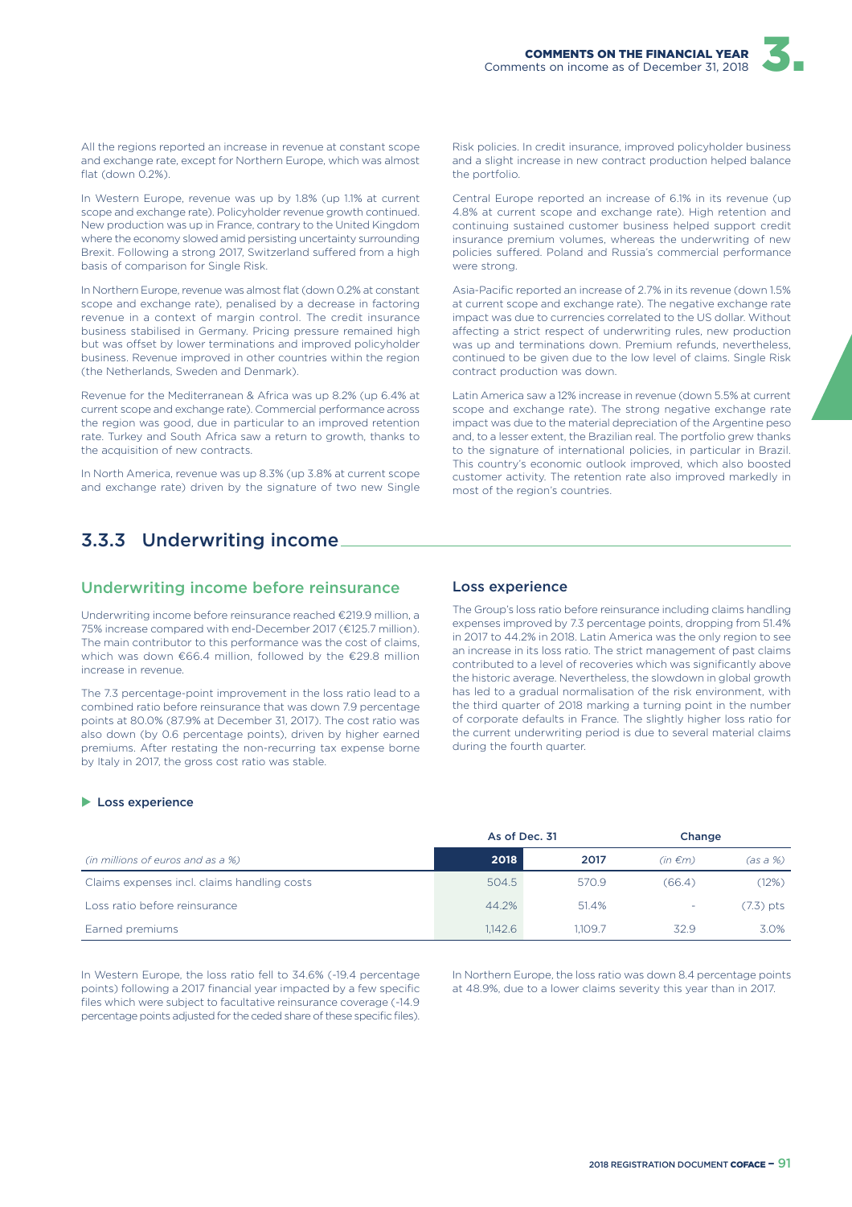All the regions reported an increase in revenue at constant scope and exchange rate, except for Northern Europe, which was almost flat (down 0.2%).

In Western Europe, revenue was up by 1.8% (up 1.1% at current scope and exchange rate). Policyholder revenue growth continued. New production was up in France, contrary to the United Kingdom where the economy slowed amid persisting uncertainty surrounding Brexit. Following a strong 2017, Switzerland suffered from a high basis of comparison for Single Risk.

In Northern Europe, revenue was almost flat (down 0.2% at constant scope and exchange rate), penalised by a decrease in factoring revenue in a context of margin control. The credit insurance business stabilised in Germany. Pricing pressure remained high but was offset by lower terminations and improved policyholder business. Revenue improved in other countries within the region (the Netherlands, Sweden and Denmark).

Revenue for the Mediterranean & Africa was up 8.2% (up 6.4% at current scope and exchange rate). Commercial performance across the region was good, due in particular to an improved retention rate. Turkey and South Africa saw a return to growth, thanks to the acquisition of new contracts.

In North America, revenue was up 8.3% (up 3.8% at current scope and exchange rate) driven by the signature of two new Single Risk policies. In credit insurance, improved policyholder business and a slight increase in new contract production helped balance the portfolio.

Central Europe reported an increase of 6.1% in its revenue (up 4.8% at current scope and exchange rate). High retention and continuing sustained customer business helped support credit insurance premium volumes, whereas the underwriting of new policies suffered. Poland and Russia's commercial performance were strong.

Asia-Pacific reported an increase of 2.7% in its revenue (down 1.5% at current scope and exchange rate). The negative exchange rate impact was due to currencies correlated to the US dollar. Without affecting a strict respect of underwriting rules, new production was up and terminations down. Premium refunds, nevertheless, continued to be given due to the low level of claims. Single Risk contract production was down.

Latin America saw a 12% increase in revenue (down 5.5% at current scope and exchange rate). The strong negative exchange rate impact was due to the material depreciation of the Argentine peso and, to a lesser extent, the Brazilian real. The portfolio grew thanks to the signature of international policies, in particular in Brazil. This country's economic outlook improved, which also boosted customer activity. The retention rate also improved markedly in most of the region's countries.

## 3.3.3 Underwriting income

### Underwriting income before reinsurance

Underwriting income before reinsurance reached €219.9 million, a 75% increase compared with end-December 2017 (€125.7 million). The main contributor to this performance was the cost of claims, which was down €66.4 million, followed by the €29.8 million increase in revenue.

The 7.3 percentage-point improvement in the loss ratio lead to a combined ratio before reinsurance that was down 7.9 percentage points at 80.0% (87.9% at December 31, 2017). The cost ratio was also down (by 0.6 percentage points), driven by higher earned premiums. After restating the non-recurring tax expense borne by Italy in 2017, the gross cost ratio was stable.

### Loss experience

The Group's loss ratio before reinsurance including claims handling expenses improved by 7.3 percentage points, dropping from 51.4% in 2017 to 44.2% in 2018. Latin America was the only region to see an increase in its loss ratio. The strict management of past claims contributed to a level of recoveries which was significantly above the historic average. Nevertheless, the slowdown in global growth has led to a gradual normalisation of the risk environment, with the third quarter of 2018 marking a turning point in the number of corporate defaults in France. The slightly higher loss ratio for the current underwriting period is due to several material claims during the fourth quarter.

**Loss experience**

| | As of Dec. 31 | | Change | |
|---|---|---|---|---|
| *(in millions of euros and as a %)* | **2018** | **2017** | *(in €m)* | *(as a %)* |
| Claims expenses incl. claims handling costs | 504.5 | 570.9 | (66.4) | (12%) |
| Loss ratio before reinsurance | 44.2% | 51.4% | - | (7.3) pts |
| Earned premiums | 1,142.6 | 1,109.7 | 32.9 | 3.0% |

In Western Europe, the loss ratio fell to 34.6% (-19.4 percentage points) following a 2017 financial year impacted by a few specific files which were subject to facultative reinsurance coverage (-14.9 percentage points adjusted for the ceded share of these specific files).

In Northern Europe, the loss ratio was down 8.4 percentage points at 48.9%, due to a lower claims severity this year than in 2017.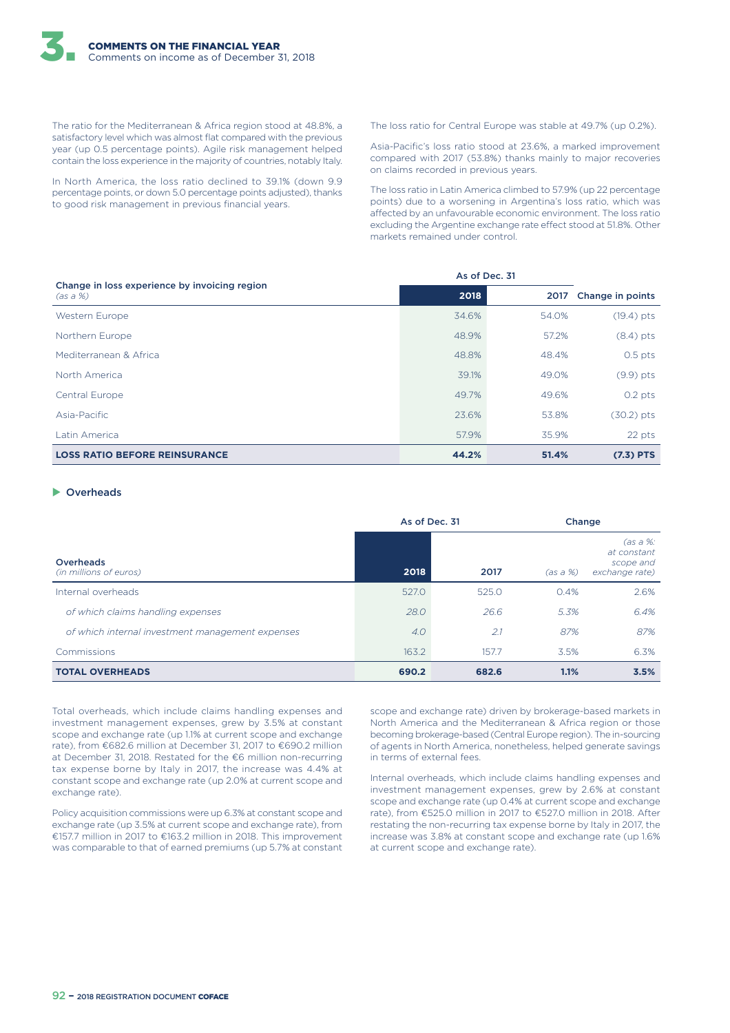The ratio for the Mediterranean & Africa region stood at 48.8%, a satisfactory level which was almost flat compared with the previous year (up 0.5 percentage points). Agile risk management helped contain the loss experience in the majority of countries, notably Italy.

In North America, the loss ratio declined to 39.1% (down 9.9 percentage points, or down 5.0 percentage points adjusted), thanks to good risk management in previous financial years.

The loss ratio for Central Europe was stable at 49.7% (up 0.2%).

Asia-Pacific's loss ratio stood at 23.6%, a marked improvement compared with 2017 (53.8%) thanks mainly to major recoveries on claims recorded in previous years.

The loss ratio in Latin America climbed to 57.9% (up 22 percentage points) due to a worsening in Argentina's loss ratio, which was affected by an unfavourable economic environment. The loss ratio excluding the Argentine exchange rate effect stood at 51.8%. Other markets remained under control.

| Change in loss experience by invoicing region *(as a %)* | As of Dec. 31 | | |
|---|---|---|---|
| | **2018** | **2017** | **Change in points** |
| Western Europe | 34.6% | 54.0% | (19.4) pts |
| Northern Europe | 48.9% | 57.2% | (8.4) pts |
| Mediterranean & Africa | 48.8% | 48.4% | 0.5 pts |
| North America | 39.1% | 49.0% | (9.9) pts |
| Central Europe | 49.7% | 49.6% | 0.2 pts |
| Asia-Pacific | 23.6% | 53.8% | (30.2) pts |
| Latin America | 57.9% | 35.9% | 22 pts |
| **LOSS RATIO BEFORE REINSURANCE** | **44.2%** | **51.4%** | **(7.3) PTS** |

### Overheads

| Overheads *(in millions of euros)* | As of Dec. 31 | | Change | |
|---|---|---|---|---|
| | **2018** | **2017** | *(as a %)* | *(as a %: at constant scope and exchange rate)* |
| Internal overheads | 527.0 | 525.0 | 0.4% | 2.6% |
| *of which claims handling expenses* | *28.0* | *26.6* | *5.3%* | *6.4%* |
| *of which internal investment management expenses* | *4.0* | *2.1* | *87%* | *87%* |
| Commissions | 163.2 | 157.7 | 3.5% | 6.3% |
| **TOTAL OVERHEADS** | **690.2** | **682.6** | **1.1%** | **3.5%** |

Total overheads, which include claims handling expenses and investment management expenses, grew by 3.5% at constant scope and exchange rate (up 1.1% at current scope and exchange rate), from €682.6 million at December 31, 2017 to €690.2 million at December 31, 2018. Restated for the €6 million non-recurring tax expense borne by Italy in 2017, the increase was 4.4% at constant scope and exchange rate (up 2.0% at current scope and exchange rate).

Policy acquisition commissions were up 6.3% at constant scope and exchange rate (up 3.5% at current scope and exchange rate), from €157.7 million in 2017 to €163.2 million in 2018. This improvement was comparable to that of earned premiums (up 5.7% at constant scope and exchange rate) driven by brokerage-based markets in North America and the Mediterranean & Africa region or those becoming brokerage-based (Central Europe region). The in-sourcing of agents in North America, nonetheless, helped generate savings in terms of external fees.

Internal overheads, which include claims handling expenses and investment management expenses, grew by 2.6% at constant scope and exchange rate (up 0.4% at current scope and exchange rate), from €525.0 million in 2017 to €527.0 million in 2018. After restating the non-recurring tax expense borne by Italy in 2017, the increase was 3.8% at constant scope and exchange rate (up 1.6% at current scope and exchange rate).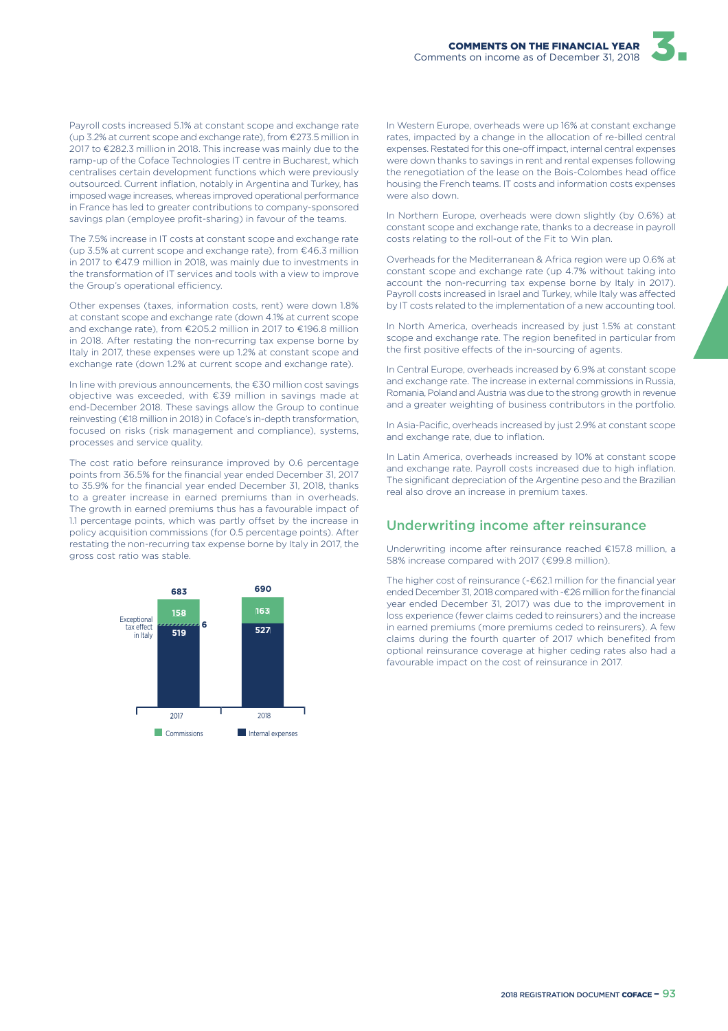Payroll costs increased 5.1% at constant scope and exchange rate (up 3.2% at current scope and exchange rate), from €273.5 million in 2017 to €282.3 million in 2018. This increase was mainly due to the ramp-up of the Coface Technologies IT centre in Bucharest, which centralises certain development functions which were previously outsourced. Current inflation, notably in Argentina and Turkey, has imposed wage increases, whereas improved operational performance in France has led to greater contributions to company-sponsored savings plan (employee profit-sharing) in favour of the teams.

The 7.5% increase in IT costs at constant scope and exchange rate (up 3.5% at current scope and exchange rate), from €46.3 million in 2017 to €47.9 million in 2018, was mainly due to investments in the transformation of IT services and tools with a view to improve the Group's operational efficiency.

Other expenses (taxes, information costs, rent) were down 1.8% at constant scope and exchange rate (down 4.1% at current scope and exchange rate), from €205.2 million in 2017 to €196.8 million in 2018. After restating the non-recurring tax expense borne by Italy in 2017, these expenses were up 1.2% at constant scope and exchange rate (down 1.2% at current scope and exchange rate).

In line with previous announcements, the €30 million cost savings objective was exceeded, with €39 million in savings made at end-December 2018. These savings allow the Group to continue reinvesting (€18 million in 2018) in Coface's in-depth transformation, focused on risks (risk management and compliance), systems, processes and service quality.

The cost ratio before reinsurance improved by 0.6 percentage points from 36.5% for the financial year ended December 31, 2017 to 35.9% for the financial year ended December 31, 2018, thanks to a greater increase in earned premiums than in overheads. The growth in earned premiums thus has a favourable impact of 1.1 percentage points, which was partly offset by the increase in policy acquisition commissions (for 0.5 percentage points). After restating the non-recurring tax expense borne by Italy in 2017, the gross cost ratio was stable.

| | 2017 | 2018 |
|---|---|---|
| Commissions | 158 | 163 |
| Exceptional tax effect in Italy | 6 | |
| Internal expenses | 519 | 527 |
| Total | 683 | 690 |

In Western Europe, overheads were up 16% at constant exchange rates, impacted by a change in the allocation of re-billed central expenses. Restated for this one-off impact, internal central expenses were down thanks to savings in rent and rental expenses following the renegotiation of the lease on the Bois-Colombes head office housing the French teams. IT costs and information costs expenses were also down.

In Northern Europe, overheads were down slightly (by 0.6%) at constant scope and exchange rate, thanks to a decrease in payroll costs relating to the roll-out of the Fit to Win plan.

Overheads for the Mediterranean & Africa region were up 0.6% at constant scope and exchange rate (up 4.7% without taking into account the non-recurring tax expense borne by Italy in 2017). Payroll costs increased in Israel and Turkey, while Italy was affected by IT costs related to the implementation of a new accounting tool.

In North America, overheads increased by just 1.5% at constant scope and exchange rate. The region benefited in particular from the first positive effects of the in-sourcing of agents.

In Central Europe, overheads increased by 6.9% at constant scope and exchange rate. The increase in external commissions in Russia, Romania, Poland and Austria was due to the strong growth in revenue and a greater weighting of business contributors in the portfolio.

In Asia-Pacific, overheads increased by just 2.9% at constant scope and exchange rate, due to inflation.

In Latin America, overheads increased by 10% at constant scope and exchange rate. Payroll costs increased due to high inflation. The significant depreciation of the Argentine peso and the Brazilian real also drove an increase in premium taxes.

## Underwriting income after reinsurance

Underwriting income after reinsurance reached €157.8 million, a 58% increase compared with 2017 (€99.8 million).

The higher cost of reinsurance (-€62.1 million for the financial year ended December 31, 2018 compared with -€26 million for the financial year ended December 31, 2017) was due to the improvement in loss experience (fewer claims ceded to reinsurers) and the increase in earned premiums (more premiums ceded to reinsurers). A few claims during the fourth quarter of 2017 which benefited from optional reinsurance coverage at higher ceding rates also had a favourable impact on the cost of reinsurance in 2017.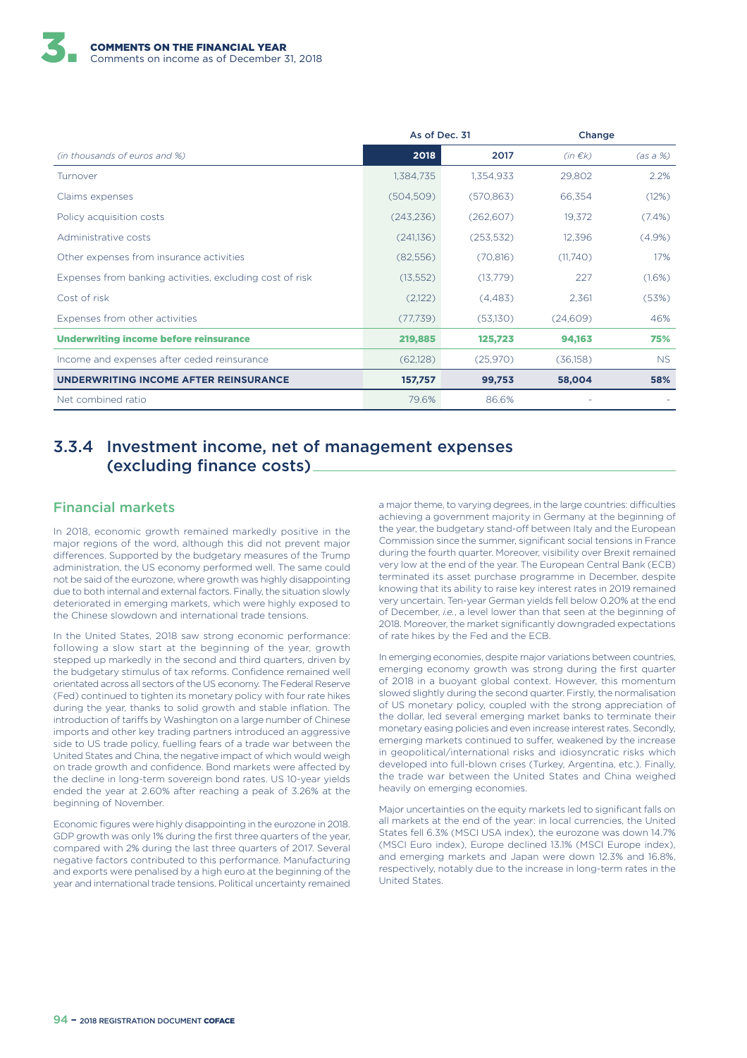| (in thousands of euros and %) | As of Dec. 31 | | Change | |
|---|---|---|---|---|
| | **2018** | 2017 | (in €k) | (as a %) |
| Turnover | 1,384,735 | 1,354,933 | 29,802 | 2.2% |
| Claims expenses | (504,509) | (570,863) | 66,354 | (12%) |
| Policy acquisition costs | (243,236) | (262,607) | 19,372 | (7.4%) |
| Administrative costs | (241,136) | (253,532) | 12,396 | (4.9%) |
| Other expenses from insurance activities | (82,556) | (70,816) | (11,740) | 17% |
| Expenses from banking activities, excluding cost of risk | (13,552) | (13,779) | 227 | (1.6%) |
| Cost of risk | (2,122) | (4,483) | 2,361 | (53%) |
| Expenses from other activities | (77,739) | (53,130) | (24,609) | 46% |
| **Underwriting income before reinsurance** | **219,885** | **125,723** | **94,163** | **75%** |
| Income and expenses after ceded reinsurance | (62,128) | (25,970) | (36,158) | NS |
| **UNDERWRITING INCOME AFTER REINSURANCE** | **157,757** | **99,753** | **58,004** | **58%** |
| Net combined ratio | 79.6% | 86.6% | - | - |

## 3.3.4 Investment income, net of management expenses (excluding finance costs)

### Financial markets

In 2018, economic growth remained markedly positive in the major regions of the word, although this did not prevent major differences. Supported by the budgetary measures of the Trump administration, the US economy performed well. The same could not be said of the eurozone, where growth was highly disappointing due to both internal and external factors. Finally, the situation slowly deteriorated in emerging markets, which were highly exposed to the Chinese slowdown and international trade tensions.

In the United States, 2018 saw strong economic performance: following a slow start at the beginning of the year, growth stepped up markedly in the second and third quarters, driven by the budgetary stimulus of tax reforms. Confidence remained well orientated across all sectors of the US economy. The Federal Reserve (Fed) continued to tighten its monetary policy with four rate hikes during the year, thanks to solid growth and stable inflation. The introduction of tariffs by Washington on a large number of Chinese imports and other key trading partners introduced an aggressive side to US trade policy, fuelling fears of a trade war between the United States and China, the negative impact of which would weigh on trade growth and confidence. Bond markets were affected by the decline in long-term sovereign bond rates. US 10-year yields ended the year at 2.60% after reaching a peak of 3.26% at the beginning of November.

Economic figures were highly disappointing in the eurozone in 2018. GDP growth was only 1% during the first three quarters of the year, compared with 2% during the last three quarters of 2017. Several negative factors contributed to this performance. Manufacturing and exports were penalised by a high euro at the beginning of the year and international trade tensions. Political uncertainty remained a major theme, to varying degrees, in the large countries: difficulties achieving a government majority in Germany at the beginning of the year, the budgetary stand-off between Italy and the European Commission since the summer, significant social tensions in France during the fourth quarter. Moreover, visibility over Brexit remained very low at the end of the year. The European Central Bank (ECB) terminated its asset purchase programme in December, despite knowing that its ability to raise key interest rates in 2019 remained very uncertain. Ten-year German yields fell below 0.20% at the end of December, *i.e.*, a level lower than that seen at the beginning of 2018. Moreover, the market significantly downgraded expectations of rate hikes by the Fed and the ECB.

In emerging economies, despite major variations between countries, emerging economy growth was strong during the first quarter of 2018 in a buoyant global context. However, this momentum slowed slightly during the second quarter. Firstly, the normalisation of US monetary policy, coupled with the strong appreciation of the dollar, led several emerging market banks to terminate their monetary easing policies and even increase interest rates. Secondly, emerging markets continued to suffer, weakened by the increase in geopolitical/international risks and idiosyncratic risks which developed into full-blown crises (Turkey, Argentina, etc.). Finally, the trade war between the United States and China weighed heavily on emerging economies.

Major uncertainties on the equity markets led to significant falls on all markets at the end of the year: in local currencies, the United States fell 6.3% (MSCI USA index), the eurozone was down 14.7% (MSCI Euro index), Europe declined 13.1% (MSCI Europe index), and emerging markets and Japan were down 12.3% and 16.8%, respectively, notably due to the increase in long-term rates in the United States.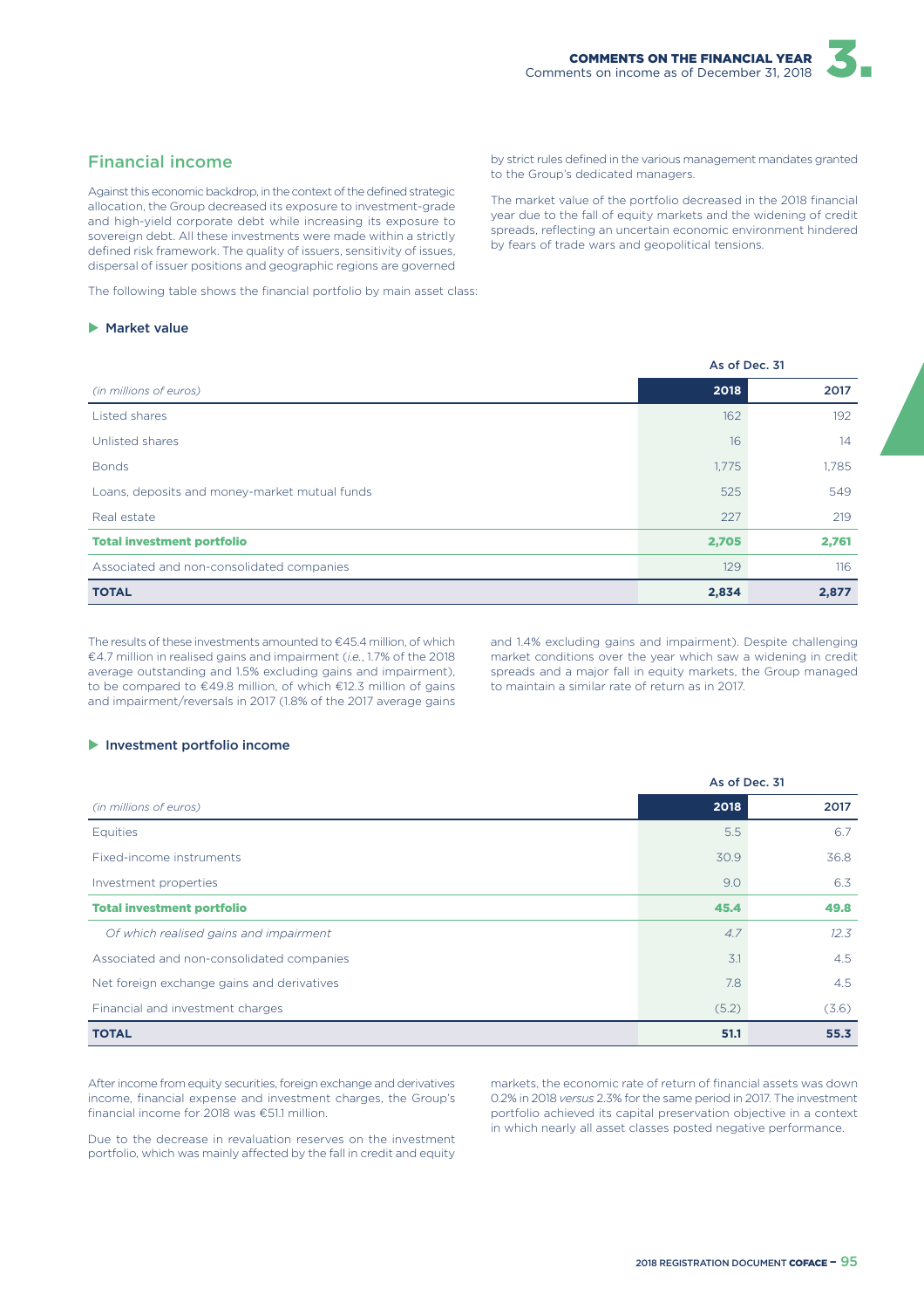## Financial income

Against this economic backdrop, in the context of the defined strategic allocation, the Group decreased its exposure to investment-grade and high-yield corporate debt while increasing its exposure to sovereign debt. All these investments were made within a strictly defined risk framework. The quality of issuers, sensitivity of issues, dispersal of issuer positions and geographic regions are governed by strict rules defined in the various management mandates granted to the Group's dedicated managers.

The market value of the portfolio decreased in the 2018 financial year due to the fall of equity markets and the widening of credit spreads, reflecting an uncertain economic environment hindered by fears of trade wars and geopolitical tensions.

The following table shows the financial portfolio by main asset class:

### Market value

| | As of Dec. 31 | |
|---|---|---|
| *(in millions of euros)* | **2018** | **2017** |
| Listed shares | 162 | 192 |
| Unlisted shares | 16 | 14 |
| Bonds | 1,775 | 1,785 |
| Loans, deposits and money-market mutual funds | 525 | 549 |
| Real estate | 227 | 219 |
| **Total investment portfolio** | **2,705** | **2,761** |
| Associated and non-consolidated companies | 129 | 116 |
| **TOTAL** | **2,834** | **2,877** |

The results of these investments amounted to €45.4 million, of which €4.7 million in realised gains and impairment (*i.e.*, 1.7% of the 2018 average outstanding and 1.5% excluding gains and impairment), to be compared to €49.8 million, of which €12.3 million of gains and impairment/reversals in 2017 (1.8% of the 2017 average gains and 1.4% excluding gains and impairment). Despite challenging market conditions over the year which saw a widening in credit spreads and a major fall in equity markets, the Group managed to maintain a similar rate of return as in 2017.

### Investment portfolio income

| | As of Dec. 31 | |
|---|---|---|
| *(in millions of euros)* | **2018** | **2017** |
| Equities | 5.5 | 6.7 |
| Fixed-income instruments | 30.9 | 36.8 |
| Investment properties | 9.0 | 6.3 |
| **Total investment portfolio** | **45.4** | **49.8** |
| *Of which realised gains and impairment* | *4.7* | *12.3* |
| Associated and non-consolidated companies | 3.1 | 4.5 |
| Net foreign exchange gains and derivatives | 7.8 | 4.5 |
| Financial and investment charges | (5.2) | (3.6) |
| **TOTAL** | **51.1** | **55.3** |

After income from equity securities, foreign exchange and derivatives income, financial expense and investment charges, the Group's financial income for 2018 was €51.1 million.

Due to the decrease in revaluation reserves on the investment portfolio, which was mainly affected by the fall in credit and equity markets, the economic rate of return of financial assets was down 0.2% in 2018 *versus* 2.3% for the same period in 2017. The investment portfolio achieved its capital preservation objective in a context in which nearly all asset classes posted negative performance.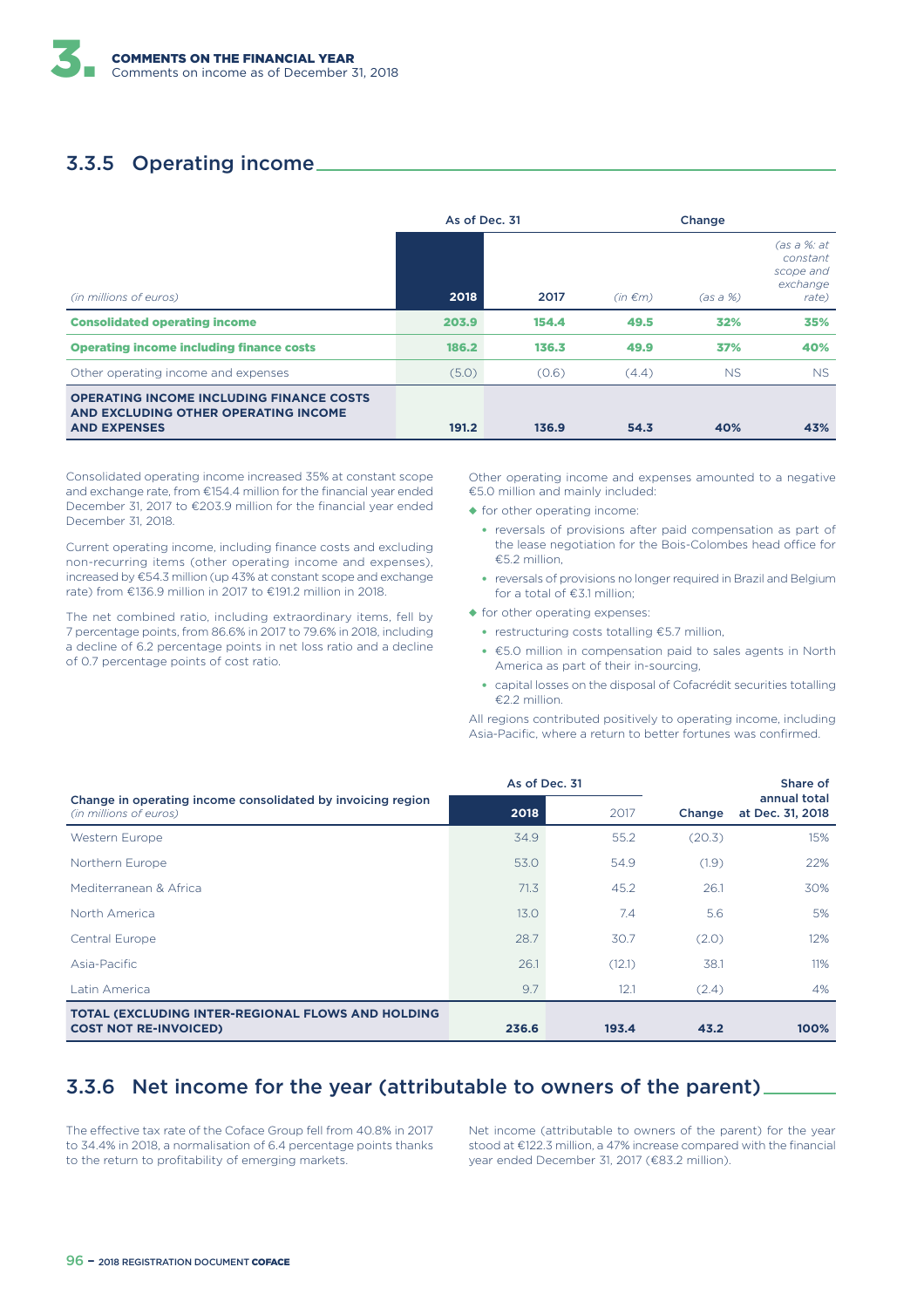## 3.3.5 Operating income

| (in millions of euros) | As of Dec. 31 2018 | 2017 | Change (in €m) | (as a %) | (as a %: at constant scope and exchange rate) |
|---|---|---|---|---|---|
| **Consolidated operating income** | **203.9** | **154.4** | **49.5** | **32%** | **35%** |
| **Operating income including finance costs** | **186.2** | **136.3** | **49.9** | **37%** | **40%** |
| Other operating income and expenses | (5.0) | (0.6) | (4.4) | NS | NS |
| **OPERATING INCOME INCLUDING FINANCE COSTS AND EXCLUDING OTHER OPERATING INCOME AND EXPENSES** | **191.2** | **136.9** | **54.3** | **40%** | **43%** |

Consolidated operating income increased 35% at constant scope and exchange rate, from €154.4 million for the financial year ended December 31, 2017 to €203.9 million for the financial year ended December 31, 2018.

Current operating income, including finance costs and excluding non-recurring items (other operating income and expenses), increased by €54.3 million (up 43% at constant scope and exchange rate) from €136.9 million in 2017 to €191.2 million in 2018.

The net combined ratio, including extraordinary items, fell by 7 percentage points, from 86.6% in 2017 to 79.6% in 2018, including a decline of 6.2 percentage points in net loss ratio and a decline of 0.7 percentage points of cost ratio.

Other operating income and expenses amounted to a negative €5.0 million and mainly included:

- for other operating income:
  - reversals of provisions after paid compensation as part of the lease negotiation for the Bois-Colombes head office for €5.2 million,
  - reversals of provisions no longer required in Brazil and Belgium for a total of €3.1 million;
- for other operating expenses:
  - restructuring costs totalling €5.7 million,
  - €5.0 million in compensation paid to sales agents in North America as part of their in-sourcing,
  - capital losses on the disposal of Cofacrédit securities totalling €2.2 million.

All regions contributed positively to operating income, including Asia-Pacific, where a return to better fortunes was confirmed.

| Change in operating income consolidated by invoicing region *(in millions of euros)* | As of Dec. 31 2018 | 2017 | Change | Share of annual total at Dec. 31, 2018 |
|---|---|---|---|---|
| Western Europe | 34.9 | 55.2 | (20.3) | 15% |
| Northern Europe | 53.0 | 54.9 | (1.9) | 22% |
| Mediterranean & Africa | 71.3 | 45.2 | 26.1 | 30% |
| North America | 13.0 | 7.4 | 5.6 | 5% |
| Central Europe | 28.7 | 30.7 | (2.0) | 12% |
| Asia-Pacific | 26.1 | (12.1) | 38.1 | 11% |
| Latin America | 9.7 | 12.1 | (2.4) | 4% |
| **TOTAL (EXCLUDING INTER-REGIONAL FLOWS AND HOLDING COST NOT RE-INVOICED)** | **236.6** | **193.4** | **43.2** | **100%** |

## 3.3.6 Net income for the year (attributable to owners of the parent)

The effective tax rate of the Coface Group fell from 40.8% in 2017 to 34.4% in 2018, a normalisation of 6.4 percentage points thanks to the return to profitability of emerging markets.

Net income (attributable to owners of the parent) for the year stood at €122.3 million, a 47% increase compared with the financial year ended December 31, 2017 (€83.2 million).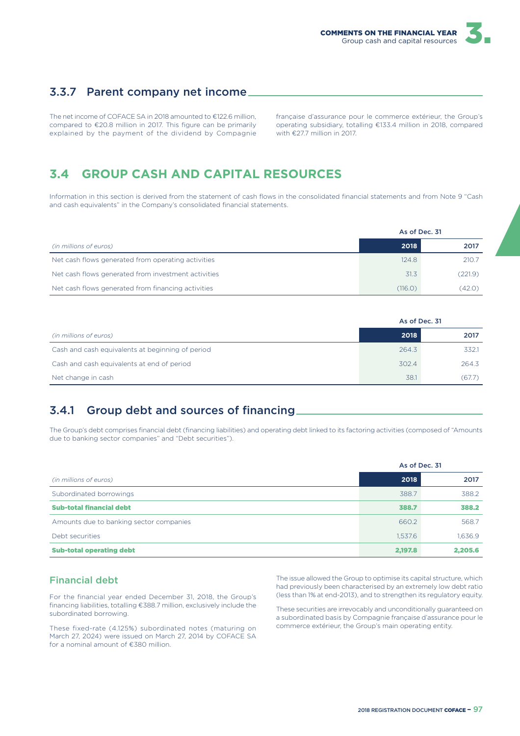### 3.3.7 Parent company net income

The net income of COFACE SA in 2018 amounted to €122.6 million, compared to €20.8 million in 2017. This figure can be primarily explained by the payment of the dividend by Compagnie française d'assurance pour le commerce extérieur, the Group's operating subsidiary, totalling €133.4 million in 2018, compared with €27.7 million in 2017.

## 3.4 GROUP CASH AND CAPITAL RESOURCES

Information in this section is derived from the statement of cash flows in the consolidated financial statements and from Note 9 "Cash and cash equivalents" in the Company's consolidated financial statements.

| | As of Dec. 31 | |
|---|---|---|
| *(in millions of euros)* | **2018** | **2017** |
| Net cash flows generated from operating activities | 124.8 | 210.7 |
| Net cash flows generated from investment activities | 31.3 | (221.9) |
| Net cash flows generated from financing activities | (116.0) | (42.0) |

| | As of Dec. 31 | |
|---|---|---|
| *(in millions of euros)* | **2018** | **2017** |
| Cash and cash equivalents at beginning of period | 264.3 | 332.1 |
| Cash and cash equivalents at end of period | 302.4 | 264.3 |
| Net change in cash | 38.1 | (67.7) |

### 3.4.1 Group debt and sources of financing

The Group's debt comprises financial debt (financing liabilities) and operating debt linked to its factoring activities (composed of "Amounts due to banking sector companies" and "Debt securities").

| | As of Dec. 31 | |
|---|---|---|
| *(in millions of euros)* | **2018** | **2017** |
| Subordinated borrowings | 388.7 | 388.2 |
| **Sub-total financial debt** | **388.7** | **388.2** |
| Amounts due to banking sector companies | 660.2 | 568.7 |
| Debt securities | 1,537.6 | 1,636.9 |
| **Sub-total operating debt** | **2,197.8** | **2,205.6** |

#### Financial debt

For the financial year ended December 31, 2018, the Group's financing liabilities, totalling €388.7 million, exclusively include the subordinated borrowing.

These fixed-rate (4.125%) subordinated notes (maturing on March 27, 2024) were issued on March 27, 2014 by COFACE SA for a nominal amount of €380 million.

The issue allowed the Group to optimise its capital structure, which had previously been characterised by an extremely low debt ratio (less than 1% at end-2013), and to strengthen its regulatory equity.

These securities are irrevocably and unconditionally guaranteed on a subordinated basis by Compagnie française d'assurance pour le commerce extérieur, the Group's main operating entity.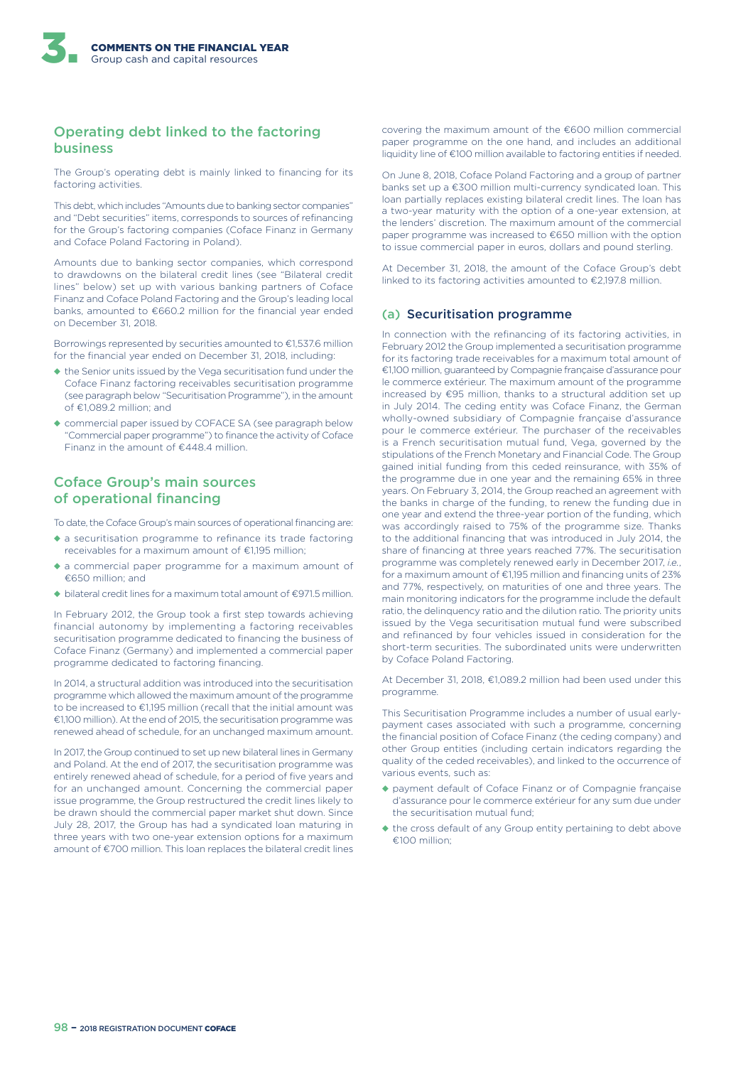## Operating debt linked to the factoring business

The Group's operating debt is mainly linked to financing for its factoring activities.

This debt, which includes "Amounts due to banking sector companies" and "Debt securities" items, corresponds to sources of refinancing for the Group's factoring companies (Coface Finanz in Germany and Coface Poland Factoring in Poland).

Amounts due to banking sector companies, which correspond to drawdowns on the bilateral credit lines (see "Bilateral credit lines" below) set up with various banking partners of Coface Finanz and Coface Poland Factoring and the Group's leading local banks, amounted to €660.2 million for the financial year ended on December 31, 2018.

Borrowings represented by securities amounted to €1,537.6 million for the financial year ended on December 31, 2018, including:

- the Senior units issued by the Vega securitisation fund under the Coface Finanz factoring receivables securitisation programme (see paragraph below "Securitisation Programme"), in the amount of €1,089.2 million; and
- commercial paper issued by COFACE SA (see paragraph below "Commercial paper programme") to finance the activity of Coface Finanz in the amount of €448.4 million.

## Coface Group's main sources of operational financing

To date, the Coface Group's main sources of operational financing are:

- a securitisation programme to refinance its trade factoring receivables for a maximum amount of €1,195 million;
- a commercial paper programme for a maximum amount of €650 million; and
- bilateral credit lines for a maximum total amount of €971.5 million.

In February 2012, the Group took a first step towards achieving financial autonomy by implementing a factoring receivables securitisation programme dedicated to financing the business of Coface Finanz (Germany) and implemented a commercial paper programme dedicated to factoring financing.

In 2014, a structural addition was introduced into the securitisation programme which allowed the maximum amount of the programme to be increased to €1,195 million (recall that the initial amount was €1,100 million). At the end of 2015, the securitisation programme was renewed ahead of schedule, for an unchanged maximum amount.

In 2017, the Group continued to set up new bilateral lines in Germany and Poland. At the end of 2017, the securitisation programme was entirely renewed ahead of schedule, for a period of five years and for an unchanged amount. Concerning the commercial paper issue programme, the Group restructured the credit lines likely to be drawn should the commercial paper market shut down. Since July 28, 2017, the Group has had a syndicated loan maturing in three years with two one-year extension options for a maximum amount of €700 million. This loan replaces the bilateral credit lines covering the maximum amount of the €600 million commercial paper programme on the one hand, and includes an additional liquidity line of €100 million available to factoring entities if needed.

On June 8, 2018, Coface Poland Factoring and a group of partner banks set up a €300 million multi-currency syndicated loan. This loan partially replaces existing bilateral credit lines. The loan has a two-year maturity with the option of a one-year extension, at the lenders' discretion. The maximum amount of the commercial paper programme was increased to €650 million with the option to issue commercial paper in euros, dollars and pound sterling.

At December 31, 2018, the amount of the Coface Group's debt linked to its factoring activities amounted to €2,197.8 million.

### (a) Securitisation programme

In connection with the refinancing of its factoring activities, in February 2012 the Group implemented a securitisation programme for its factoring trade receivables for a maximum total amount of €1,100 million, guaranteed by Compagnie française d'assurance pour le commerce extérieur. The maximum amount of the programme increased by €95 million, thanks to a structural addition set up in July 2014. The ceding entity was Coface Finanz, the German wholly-owned subsidiary of Compagnie française d'assurance pour le commerce extérieur. The purchaser of the receivables is a French securitisation mutual fund, Vega, governed by the stipulations of the French Monetary and Financial Code. The Group gained initial funding from this ceded reinsurance, with 35% of the programme due in one year and the remaining 65% in three years. On February 3, 2014, the Group reached an agreement with the banks in charge of the funding, to renew the funding due in one year and extend the three-year portion of the funding, which was accordingly raised to 75% of the programme size. Thanks to the additional financing that was introduced in July 2014, the share of financing at three years reached 77%. The securitisation programme was completely renewed early in December 2017, *i.e.*, for a maximum amount of €1,195 million and financing units of 23% and 77%, respectively, on maturities of one and three years. The main monitoring indicators for the programme include the default ratio, the delinquency ratio and the dilution ratio. The priority units issued by the Vega securitisation mutual fund were subscribed and refinanced by four vehicles issued in consideration for the short-term securities. The subordinated units were underwritten by Coface Poland Factoring.

At December 31, 2018, €1,089.2 million had been used under this programme.

This Securitisation Programme includes a number of usual early-payment cases associated with such a programme, concerning the financial position of Coface Finanz (the ceding company) and other Group entities (including certain indicators regarding the quality of the ceded receivables), and linked to the occurrence of various events, such as:

- payment default of Coface Finanz or of Compagnie française d'assurance pour le commerce extérieur for any sum due under the securitisation mutual fund;
- the cross default of any Group entity pertaining to debt above €100 million;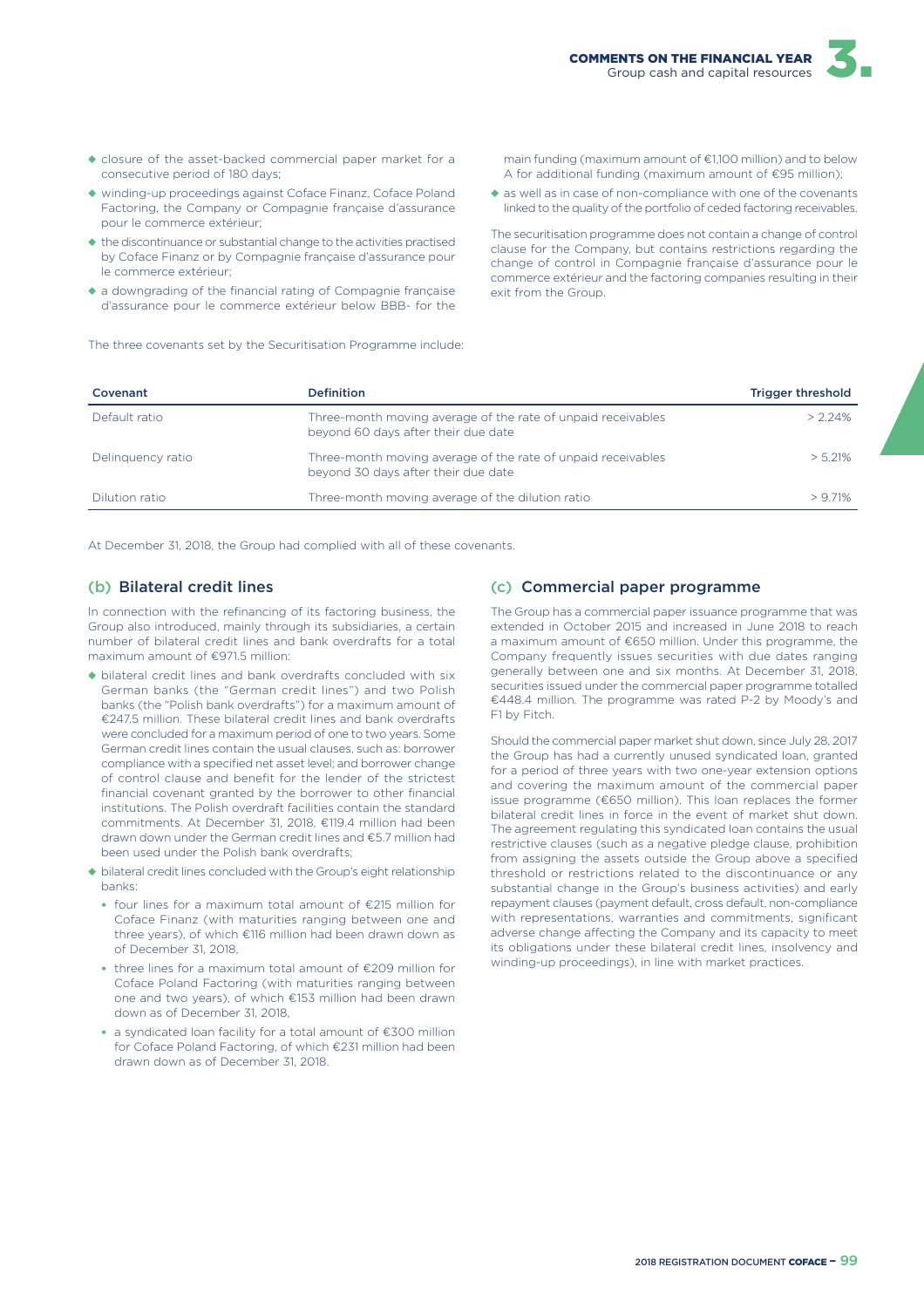- closure of the asset-backed commercial paper market for a consecutive period of 180 days;
- winding-up proceedings against Coface Finanz, Coface Poland Factoring, the Company or Compagnie française d'assurance pour le commerce extérieur;
- the discontinuance or substantial change to the activities practised by Coface Finanz or by Compagnie française d'assurance pour le commerce extérieur;
- a downgrading of the financial rating of Compagnie française d'assurance pour le commerce extérieur below BBB- for the main funding (maximum amount of €1,100 million) and to below A for additional funding (maximum amount of €95 million);
- as well as in case of non-compliance with one of the covenants linked to the quality of the portfolio of ceded factoring receivables.

The securitisation programme does not contain a change of control clause for the Company, but contains restrictions regarding the change of control in Compagnie française d'assurance pour le commerce extérieur and the factoring companies resulting in their exit from the Group.

The three covenants set by the Securitisation Programme include:

| Covenant | Definition | Trigger threshold |
|---|---|---|
| Default ratio | Three-month moving average of the rate of unpaid receivables beyond 60 days after their due date | > 2.24% |
| Delinquency ratio | Three-month moving average of the rate of unpaid receivables beyond 30 days after their due date | > 5.21% |
| Dilution ratio | Three-month moving average of the dilution ratio | > 9.71% |

At December 31, 2018, the Group had complied with all of these covenants.

### (b) Bilateral credit lines

In connection with the refinancing of its factoring business, the Group also introduced, mainly through its subsidiaries, a certain number of bilateral credit lines and bank overdrafts for a total maximum amount of €971.5 million:

- bilateral credit lines and bank overdrafts concluded with six German banks (the "German credit lines") and two Polish banks (the "Polish bank overdrafts") for a maximum amount of €247.5 million. These bilateral credit lines and bank overdrafts were concluded for a maximum period of one to two years. Some German credit lines contain the usual clauses, such as: borrower compliance with a specified net asset level; and borrower change of control clause and benefit for the lender of the strictest financial covenant granted by the borrower to other financial institutions. The Polish overdraft facilities contain the standard commitments. At December 31, 2018, €119.4 million had been drawn down under the German credit lines and €5.7 million had been used under the Polish bank overdrafts;
- bilateral credit lines concluded with the Group's eight relationship banks:
  - four lines for a maximum total amount of €215 million for Coface Finanz (with maturities ranging between one and three years), of which €116 million had been drawn down as of December 31, 2018,
  - three lines for a maximum total amount of €209 million for Coface Poland Factoring (with maturities ranging between one and two years), of which €153 million had been drawn down as of December 31, 2018,
  - a syndicated loan facility for a total amount of €300 million for Coface Poland Factoring, of which €231 million had been drawn down as of December 31, 2018.

### (c) Commercial paper programme

The Group has a commercial paper issuance programme that was extended in October 2015 and increased in June 2018 to reach a maximum amount of €650 million. Under this programme, the Company frequently issues securities with due dates ranging generally between one and six months. At December 31, 2018, securities issued under the commercial paper programme totalled €448.4 million. The programme was rated P-2 by Moody's and F1 by Fitch.

Should the commercial paper market shut down, since July 28, 2017 the Group has had a currently unused syndicated loan, granted for a period of three years with two one-year extension options and covering the maximum amount of the commercial paper issue programme (€650 million). This loan replaces the former bilateral credit lines in force in the event of market shut down. The agreement regulating this syndicated loan contains the usual restrictive clauses (such as a negative pledge clause, prohibition from assigning the assets outside the Group above a specified threshold or restrictions related to the discontinuance or any substantial change in the Group's business activities) and early repayment clauses (payment default, cross default, non-compliance with representations, warranties and commitments, significant adverse change affecting the Company and its capacity to meet its obligations under these bilateral credit lines, insolvency and winding-up proceedings), in line with market practices.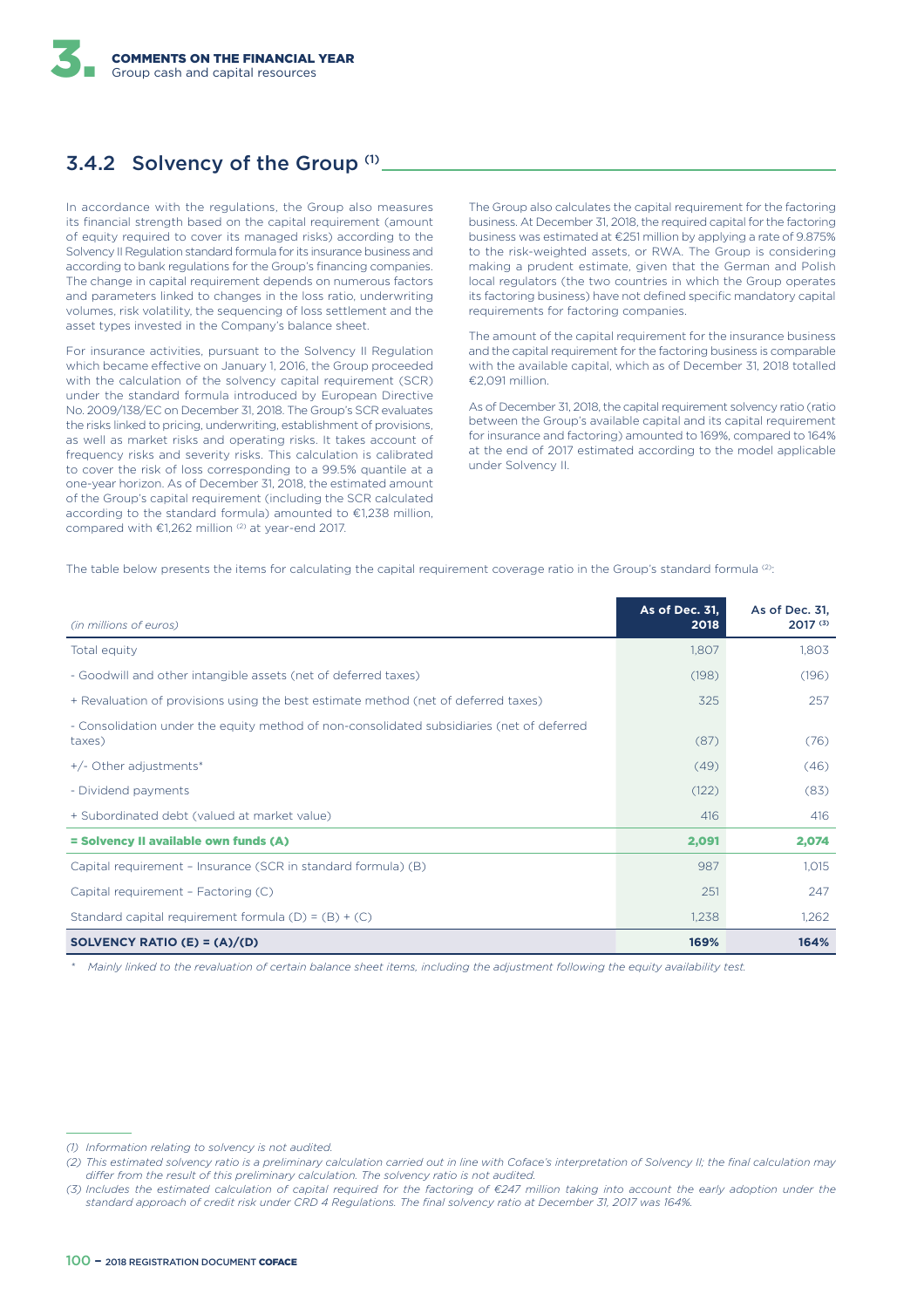## 3.4.2 Solvency of the Group [1]

In accordance with the regulations, the Group also measures its financial strength based on the capital requirement (amount of equity required to cover its managed risks) according to the Solvency II Regulation standard formula for its insurance business and according to bank regulations for the Group's financing companies. The change in capital requirement depends on numerous factors and parameters linked to changes in the loss ratio, underwriting volumes, risk volatility, the sequencing of loss settlement and the asset types invested in the Company's balance sheet.

For insurance activities, pursuant to the Solvency II Regulation which became effective on January 1, 2016, the Group proceeded with the calculation of the solvency capital requirement (SCR) under the standard formula introduced by European Directive No. 2009/138/EC on December 31, 2018. The Group's SCR evaluates the risks linked to pricing, underwriting, establishment of provisions, as well as market risks and operating risks. It takes account of frequency risks and severity risks. This calculation is calibrated to cover the risk of loss corresponding to a 99.5% quantile at a one-year horizon. As of December 31, 2018, the estimated amount of the Group's capital requirement (including the SCR calculated according to the standard formula) amounted to €1,238 million, compared with €1,262 million [2] at year-end 2017.

The Group also calculates the capital requirement for the factoring business. At December 31, 2018, the required capital for the factoring business was estimated at €251 million by applying a rate of 9.875% to the risk-weighted assets, or RWA. The Group is considering making a prudent estimate, given that the German and Polish local regulators (the two countries in which the Group operates its factoring business) have not defined specific mandatory capital requirements for factoring companies.

The amount of the capital requirement for the insurance business and the capital requirement for the factoring business is comparable with the available capital, which as of December 31, 2018 totalled €2,091 million.

As of December 31, 2018, the capital requirement solvency ratio (ratio between the Group's available capital and its capital requirement for insurance and factoring) amounted to 169%, compared to 164% at the end of 2017 estimated according to the model applicable under Solvency II.

The table below presents the items for calculating the capital requirement coverage ratio in the Group's standard formula [2]:

| *(in millions of euros)* | As of Dec. 31, 2018 | As of Dec. 31, 2017 [3] |
|---|---|---|
| Total equity | 1,807 | 1,803 |
| - Goodwill and other intangible assets (net of deferred taxes) | (198) | (196) |
| + Revaluation of provisions using the best estimate method (net of deferred taxes) | 325 | 257 |
| - Consolidation under the equity method of non-consolidated subsidiaries (net of deferred taxes) | (87) | (76) |
| +/- Other adjustments* | (49) | (46) |
| - Dividend payments | (122) | (83) |
| + Subordinated debt (valued at market value) | 416 | 416 |
| **= Solvency II available own funds (A)** | **2,091** | **2,074** |
| Capital requirement – Insurance (SCR in standard formula) (B) | 987 | 1,015 |
| Capital requirement – Factoring (C) | 251 | 247 |
| Standard capital requirement formula (D) = (B) + (C) | 1,238 | 1,262 |
| **SOLVENCY RATIO (E) = (A)/(D)** | **169%** | **164%** |

\* *Mainly linked to the revaluation of certain balance sheet items, including the adjustment following the equity availability test.*

*(1) Information relating to solvency is not audited.*

*(2) This estimated solvency ratio is a preliminary calculation carried out in line with Coface's interpretation of Solvency II; the final calculation may differ from the result of this preliminary calculation. The solvency ratio is not audited.*

*(3) Includes the estimated calculation of capital required for the factoring of €247 million taking into account the early adoption under the standard approach of credit risk under CRD 4 Regulations. The final solvency ratio at December 31, 2017 was 164%.*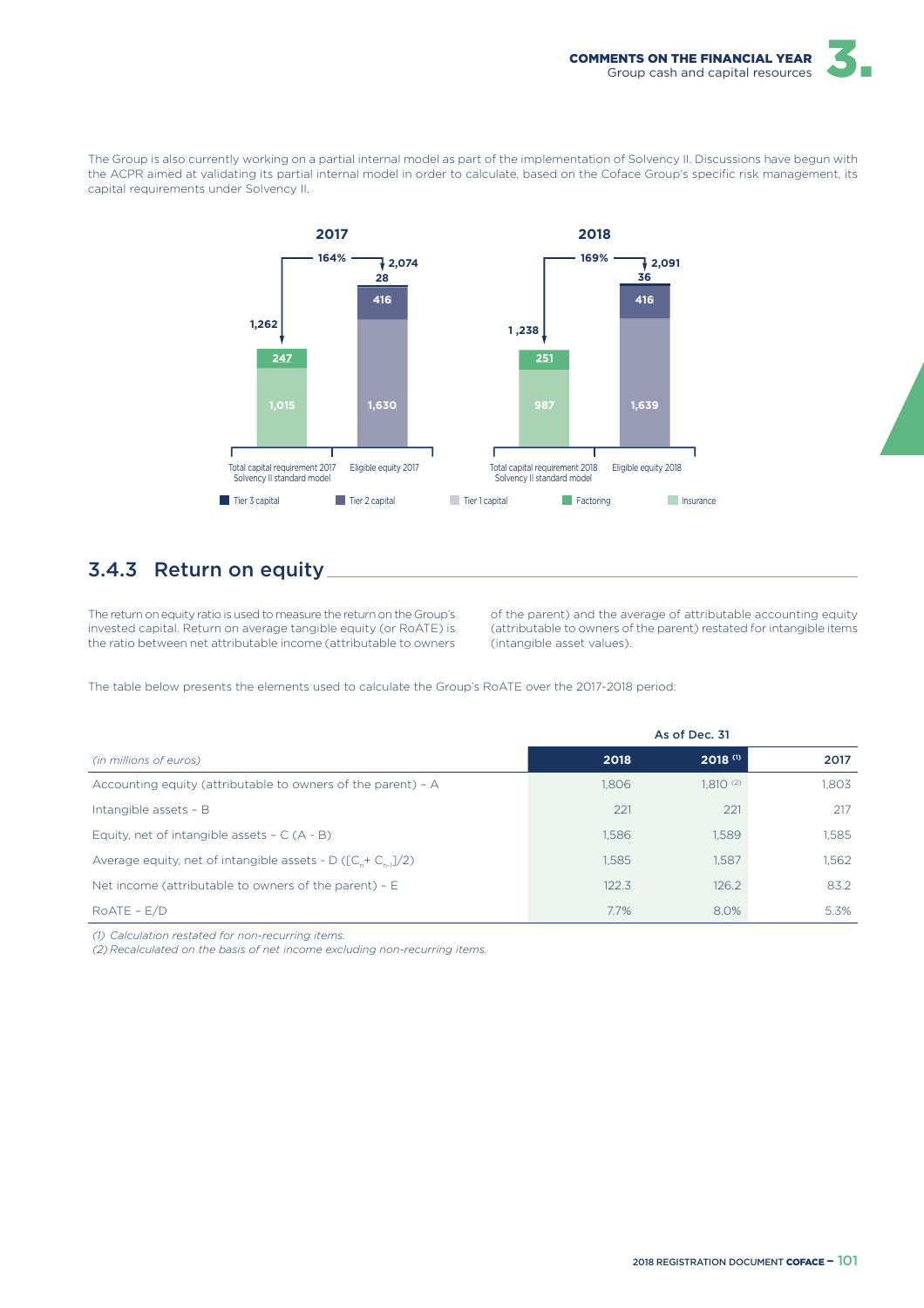The Group is also currently working on a partial internal model as part of the implementation of Solvency II. Discussions have begun with the ACPR aimed at validating its partial internal model in order to calculate, based on the Coface Group's specific risk management, its capital requirements under Solvency II.

**2017**

| | Total capital requirement 2017 Solvency II standard model | Eligible equity 2017 |
|---|---|---|
| Total | 1,262 | 2,074 |
| Tier 3 capital | | 28 |
| Tier 2 capital | | 416 |
| Tier 1 capital | | 1,630 |
| Factoring | 247 | |
| Insurance | 1,015 | |
| Coverage ratio | | 164% |

**2018**

| | Total capital requirement 2018 Solvency II standard model | Eligible equity 2018 |
|---|---|---|
| Total | 1,238 | 2,091 |
| Tier 3 capital | | 36 |
| Tier 2 capital | | 416 |
| Tier 1 capital | | 1,639 |
| Factoring | 251 | |
| Insurance | 987 | |
| Coverage ratio | | 169% |

## 3.4.3 Return on equity

The return on equity ratio is used to measure the return on the Group's invested capital. Return on average tangible equity (or RoATE) is the ratio between net attributable income (attributable to owners of the parent) and the average of attributable accounting equity (attributable to owners of the parent) restated for intangible items (intangible asset values).

The table below presents the elements used to calculate the Group's RoATE over the 2017-2018 period:

| | As of Dec. 31 | | |
|---|---|---|---|
| *(in millions of euros)* | 2018 | 2018 [(1)] | 2017 |
| Accounting equity (attributable to owners of the parent) – A | 1,806 | 1,810 [(2)] | 1,803 |
| Intangible assets – B | 221 | 221 | 217 |
| Equity, net of intangible assets – C (A - B) | 1,586 | 1,589 | 1,585 |
| Average equity, net of intangible assets - D ($[C_n + C_{n-1}]/2$) | 1,585 | 1,587 | 1,562 |
| Net income (attributable to owners of the parent) – E | 122.3 | 126.2 | 83.2 |
| RoATE – E/D | 7.7% | 8.0% | 5.3% |

*(1) Calculation restated for non-recurring items.*
*(2) Recalculated on the basis of net income excluding non-recurring items.*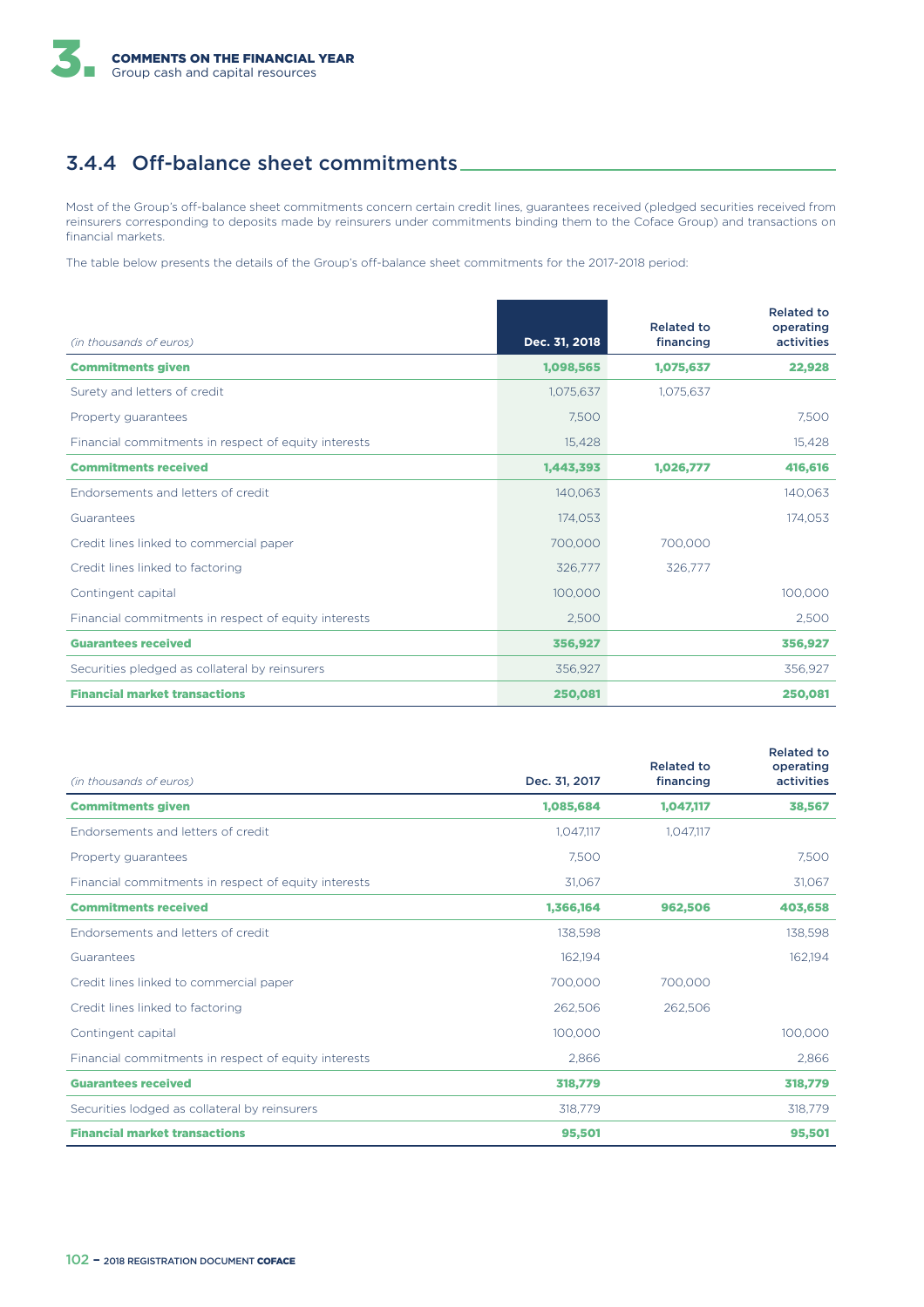### 3.4.4 Off-balance sheet commitments

Most of the Group's off-balance sheet commitments concern certain credit lines, guarantees received (pledged securities received from reinsurers corresponding to deposits made by reinsurers under commitments binding them to the Coface Group) and transactions on financial markets.

The table below presents the details of the Group's off-balance sheet commitments for the 2017-2018 period:

| *(in thousands of euros)* | Dec. 31, 2018 | Related to financing | Related to operating activities |
|---|---|---|---|
| **Commitments given** | **1,098,565** | **1,075,637** | **22,928** |
| Surety and letters of credit | 1,075,637 | 1,075,637 | |
| Property guarantees | 7,500 | | 7,500 |
| Financial commitments in respect of equity interests | 15,428 | | 15,428 |
| **Commitments received** | **1,443,393** | **1,026,777** | **416,616** |
| Endorsements and letters of credit | 140,063 | | 140,063 |
| Guarantees | 174,053 | | 174,053 |
| Credit lines linked to commercial paper | 700,000 | 700,000 | |
| Credit lines linked to factoring | 326,777 | 326,777 | |
| Contingent capital | 100,000 | | 100,000 |
| Financial commitments in respect of equity interests | 2,500 | | 2,500 |
| **Guarantees received** | **356,927** | | **356,927** |
| Securities pledged as collateral by reinsurers | 356,927 | | 356,927 |
| **Financial market transactions** | **250,081** | | **250,081** |

| *(in thousands of euros)* | Dec. 31, 2017 | Related to financing | Related to operating activities |
|---|---|---|---|
| **Commitments given** | **1,085,684** | **1,047,117** | **38,567** |
| Endorsements and letters of credit | 1,047,117 | 1,047,117 | |
| Property guarantees | 7,500 | | 7,500 |
| Financial commitments in respect of equity interests | 31,067 | | 31,067 |
| **Commitments received** | **1,366,164** | **962,506** | **403,658** |
| Endorsements and letters of credit | 138,598 | | 138,598 |
| Guarantees | 162,194 | | 162,194 |
| Credit lines linked to commercial paper | 700,000 | 700,000 | |
| Credit lines linked to factoring | 262,506 | 262,506 | |
| Contingent capital | 100,000 | | 100,000 |
| Financial commitments in respect of equity interests | 2,866 | | 2,866 |
| **Guarantees received** | **318,779** | | **318,779** |
| Securities lodged as collateral by reinsurers | 318,779 | | 318,779 |
| **Financial market transactions** | **95,501** | | **95,501** |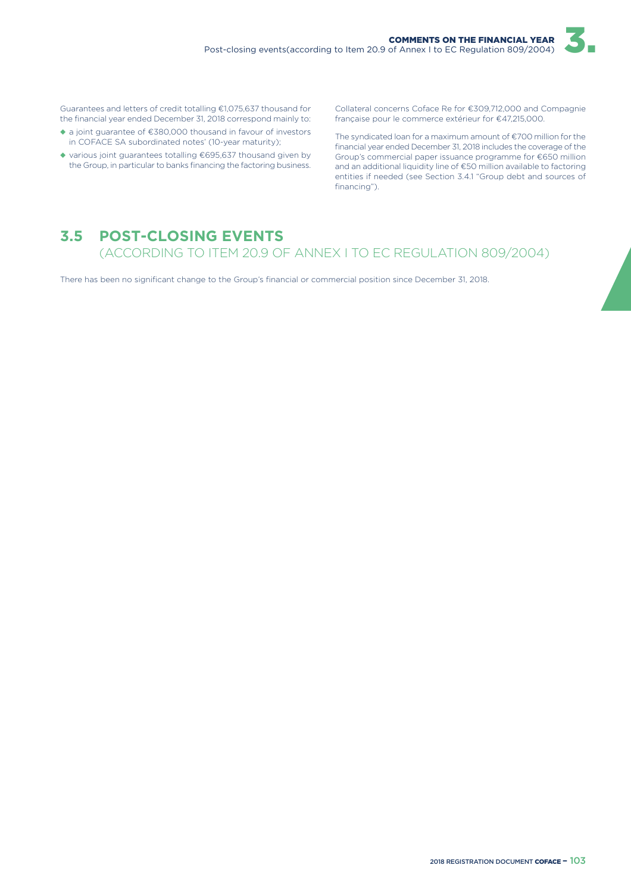Guarantees and letters of credit totalling €1,075,637 thousand for the financial year ended December 31, 2018 correspond mainly to:

- a joint guarantee of €380,000 thousand in favour of investors in COFACE SA subordinated notes' (10-year maturity);
- various joint guarantees totalling €695,637 thousand given by the Group, in particular to banks financing the factoring business.

Collateral concerns Coface Re for €309,712,000 and Compagnie française pour le commerce extérieur for €47,215,000.

The syndicated loan for a maximum amount of €700 million for the financial year ended December 31, 2018 includes the coverage of the Group's commercial paper issuance programme for €650 million and an additional liquidity line of €50 million available to factoring entities if needed (see Section 3.4.1 "Group debt and sources of financing").

## 3.5 POST-CLOSING EVENTS (ACCORDING TO ITEM 20.9 OF ANNEX I TO EC REGULATION 809/2004)

There has been no significant change to the Group's financial or commercial position since December 31, 2018.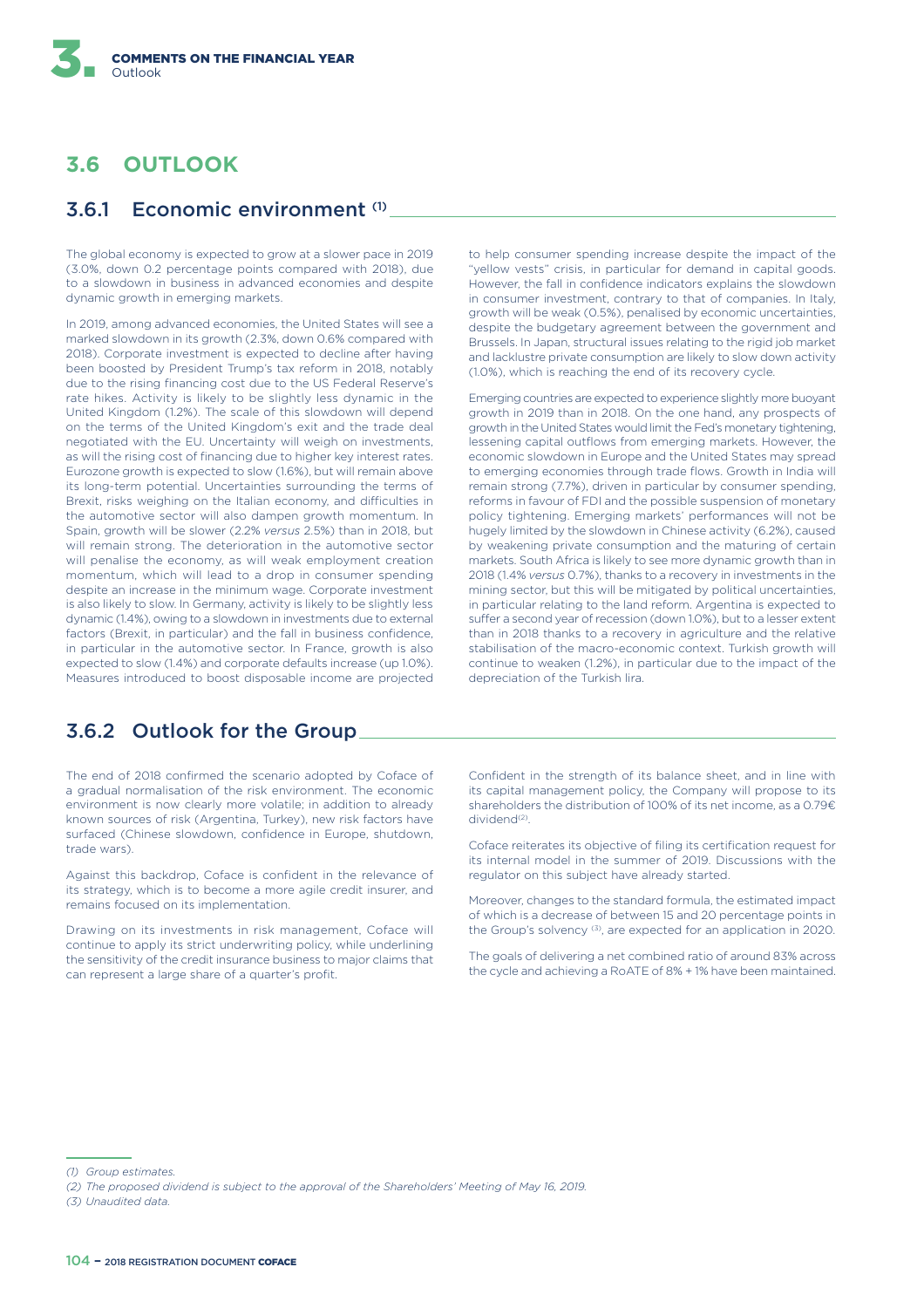## 3.6 OUTLOOK

### 3.6.1 Economic environment [(1)]

The global economy is expected to grow at a slower pace in 2019 (3.0%, down 0.2 percentage points compared with 2018), due to a slowdown in business in advanced economies and despite dynamic growth in emerging markets.

In 2019, among advanced economies, the United States will see a marked slowdown in its growth (2.3%, down 0.6% compared with 2018). Corporate investment is expected to decline after having been boosted by President Trump's tax reform in 2018, notably due to the rising financing cost due to the US Federal Reserve's rate hikes. Activity is likely to be slightly less dynamic in the United Kingdom (1.2%). The scale of this slowdown will depend on the terms of the United Kingdom's exit and the trade deal negotiated with the EU. Uncertainty will weigh on investments, as will the rising cost of financing due to higher key interest rates. Eurozone growth is expected to slow (1.6%), but will remain above its long-term potential. Uncertainties surrounding the terms of Brexit, risks weighing on the Italian economy, and difficulties in the automotive sector will also dampen growth momentum. In Spain, growth will be slower (2.2% *versus* 2.5%) than in 2018, but will remain strong. The deterioration in the automotive sector will penalise the economy, as will weak employment creation momentum, which will lead to a drop in consumer spending despite an increase in the minimum wage. Corporate investment is also likely to slow. In Germany, activity is likely to be slightly less dynamic (1.4%), owing to a slowdown in investments due to external factors (Brexit, in particular) and the fall in business confidence, in particular in the automotive sector. In France, growth is also expected to slow (1.4%) and corporate defaults increase (up 1.0%). Measures introduced to boost disposable income are projected to help consumer spending increase despite the impact of the "yellow vests" crisis, in particular for demand in capital goods. However, the fall in confidence indicators explains the slowdown in consumer investment, contrary to that of companies. In Italy, growth will be weak (0.5%), penalised by economic uncertainties, despite the budgetary agreement between the government and Brussels. In Japan, structural issues relating to the rigid job market and lacklustre private consumption are likely to slow down activity (1.0%), which is reaching the end of its recovery cycle.

Emerging countries are expected to experience slightly more buoyant growth in 2019 than in 2018. On the one hand, any prospects of growth in the United States would limit the Fed's monetary tightening, lessening capital outflows from emerging markets. However, the economic slowdown in Europe and the United States may spread to emerging economies through trade flows. Growth in India will remain strong (7.7%), driven in particular by consumer spending, reforms in favour of FDI and the possible suspension of monetary policy tightening. Emerging markets' performances will not be hugely limited by the slowdown in Chinese activity (6.2%), caused by weakening private consumption and the maturing of certain markets. South Africa is likely to see more dynamic growth than in 2018 (1.4% *versus* 0.7%), thanks to a recovery in investments in the mining sector, but this will be mitigated by political uncertainties, in particular relating to the land reform. Argentina is expected to suffer a second year of recession (down 1.0%), but to a lesser extent than in 2018 thanks to a recovery in agriculture and the relative stabilisation of the macro-economic context. Turkish growth will continue to weaken (1.2%), in particular due to the impact of the depreciation of the Turkish lira.

### 3.6.2 Outlook for the Group

The end of 2018 confirmed the scenario adopted by Coface of a gradual normalisation of the risk environment. The economic environment is now clearly more volatile; in addition to already known sources of risk (Argentina, Turkey), new risk factors have surfaced (Chinese slowdown, confidence in Europe, shutdown, trade wars).

Against this backdrop, Coface is confident in the relevance of its strategy, which is to become a more agile credit insurer, and remains focused on its implementation.

Drawing on its investments in risk management, Coface will continue to apply its strict underwriting policy, while underlining the sensitivity of the credit insurance business to major claims that can represent a large share of a quarter's profit.

Confident in the strength of its balance sheet, and in line with its capital management policy, the Company will propose to its shareholders the distribution of 100% of its net income, as a 0.79€ dividend[(2)].

Coface reiterates its objective of filing its certification request for its internal model in the summer of 2019. Discussions with the regulator on this subject have already started.

Moreover, changes to the standard formula, the estimated impact of which is a decrease of between 15 and 20 percentage points in the Group's solvency [(3)], are expected for an application in 2020.

The goals of delivering a net combined ratio of around 83% across the cycle and achieving a RoATE of 8% + 1% have been maintained.

---

*(1) Group estimates.*

*(2) The proposed dividend is subject to the approval of the Shareholders' Meeting of May 16, 2019.*

*(3) Unaudited data.*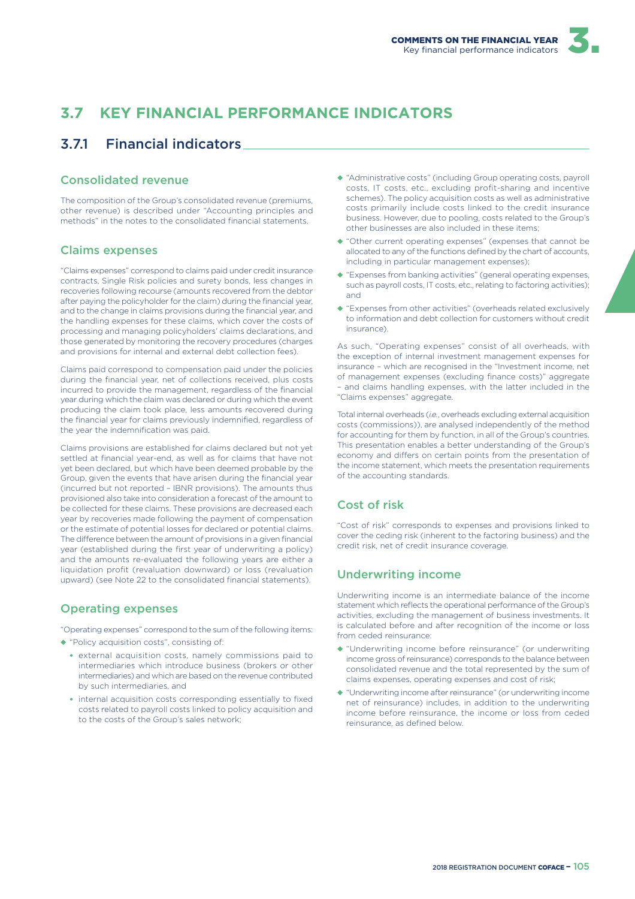## 3.7 KEY FINANCIAL PERFORMANCE INDICATORS

### 3.7.1 Financial indicators

#### Consolidated revenue

The composition of the Group's consolidated revenue (premiums, other revenue) is described under "Accounting principles and methods" in the notes to the consolidated financial statements.

#### Claims expenses

"Claims expenses" correspond to claims paid under credit insurance contracts, Single Risk policies and surety bonds, less changes in recoveries following recourse (amounts recovered from the debtor after paying the policyholder for the claim) during the financial year, and to the change in claims provisions during the financial year, and the handling expenses for these claims, which cover the costs of processing and managing policyholders' claims declarations, and those generated by monitoring the recovery procedures (charges and provisions for internal and external debt collection fees).

Claims paid correspond to compensation paid under the policies during the financial year, net of collections received, plus costs incurred to provide the management, regardless of the financial year during which the claim was declared or during which the event producing the claim took place, less amounts recovered during the financial year for claims previously indemnified, regardless of the year the indemnification was paid.

Claims provisions are established for claims declared but not yet settled at financial year-end, as well as for claims that have not yet been declared, but which have been deemed probable by the Group, given the events that have arisen during the financial year (incurred but not reported – IBNR provisions). The amounts thus provisioned also take into consideration a forecast of the amount to be collected for these claims. These provisions are decreased each year by recoveries made following the payment of compensation or the estimate of potential losses for declared or potential claims. The difference between the amount of provisions in a given financial year (established during the first year of underwriting a policy) and the amounts re-evaluated the following years are either a liquidation profit (revaluation downward) or loss (revaluation upward) (see Note 22 to the consolidated financial statements).

#### Operating expenses

"Operating expenses" correspond to the sum of the following items:

- "Policy acquisition costs", consisting of:
  - external acquisition costs, namely commissions paid to intermediaries which introduce business (brokers or other intermediaries) and which are based on the revenue contributed by such intermediaries, and
  - internal acquisition costs corresponding essentially to fixed costs related to payroll costs linked to policy acquisition and to the costs of the Group's sales network;
- "Administrative costs" (including Group operating costs, payroll costs, IT costs, etc., excluding profit-sharing and incentive schemes). The policy acquisition costs as well as administrative costs primarily include costs linked to the credit insurance business. However, due to pooling, costs related to the Group's other businesses are also included in these items;
- "Other current operating expenses" (expenses that cannot be allocated to any of the functions defined by the chart of accounts, including in particular management expenses);
- "Expenses from banking activities" (general operating expenses, such as payroll costs, IT costs, etc., relating to factoring activities); and
- "Expenses from other activities" (overheads related exclusively to information and debt collection for customers without credit insurance).

As such, "Operating expenses" consist of all overheads, with the exception of internal investment management expenses for insurance – which are recognised in the "Investment income, net of management expenses (excluding finance costs)" aggregate – and claims handling expenses, with the latter included in the "Claims expenses" aggregate.

Total internal overheads (*i.e.*, overheads excluding external acquisition costs (commissions)), are analysed independently of the method for accounting for them by function, in all of the Group's countries. This presentation enables a better understanding of the Group's economy and differs on certain points from the presentation of the income statement, which meets the presentation requirements of the accounting standards.

#### Cost of risk

"Cost of risk" corresponds to expenses and provisions linked to cover the ceding risk (inherent to the factoring business) and the credit risk, net of credit insurance coverage.

#### Underwriting income

Underwriting income is an intermediate balance of the income statement which reflects the operational performance of the Group's activities, excluding the management of business investments. It is calculated before and after recognition of the income or loss from ceded reinsurance:

- "Underwriting income before reinsurance" (or underwriting income gross of reinsurance) corresponds to the balance between consolidated revenue and the total represented by the sum of claims expenses, operating expenses and cost of risk;
- "Underwriting income after reinsurance" (or underwriting income net of reinsurance) includes, in addition to the underwriting income before reinsurance, the income or loss from ceded reinsurance, as defined below.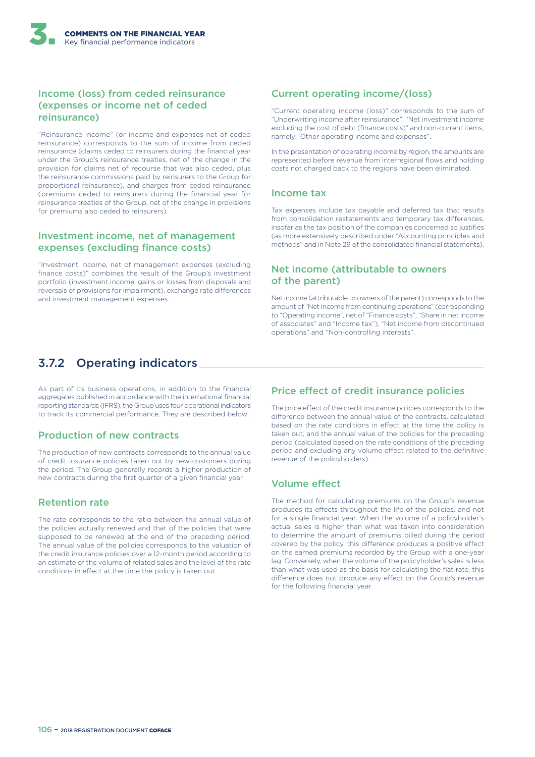### Income (loss) from ceded reinsurance (expenses or income net of ceded reinsurance)

"Reinsurance income" (or income and expenses net of ceded reinsurance) corresponds to the sum of income from ceded reinsurance (claims ceded to reinsurers during the financial year under the Group's reinsurance treaties, net of the change in the provision for claims net of recourse that was also ceded, plus the reinsurance commissions paid by reinsurers to the Group for proportional reinsurance), and charges from ceded reinsurance (premiums ceded to reinsurers during the financial year for reinsurance treaties of the Group, net of the change in provisions for premiums also ceded to reinsurers).

### Investment income, net of management expenses (excluding finance costs)

"Investment income, net of management expenses (excluding finance costs)" combines the result of the Group's investment portfolio (investment income, gains or losses from disposals and reversals of provisions for impairment), exchange rate differences and investment management expenses.

### Current operating income/(loss)

"Current operating income (loss)" corresponds to the sum of "Underwriting income after reinsurance", "Net investment income excluding the cost of debt (finance costs)" and non-current items, namely "Other operating income and expenses".

In the presentation of operating income by region, the amounts are represented before revenue from interregional flows and holding costs not charged back to the regions have been eliminated.

### Income tax

Tax expenses include tax payable and deferred tax that results from consolidation restatements and temporary tax differences, insofar as the tax position of the companies concerned so justifies (as more extensively described under "Accounting principles and methods" and in Note 29 of the consolidated financial statements).

### Net income (attributable to owners of the parent)

Net income (attributable to owners of the parent) corresponds to the amount of "Net income from continuing operations" (corresponding to "Operating income", net of "Finance costs", "Share in net income of associates" and "Income tax"), "Net income from discontinued operations" and "Non-controlling interests".

## 3.7.2 Operating indicators

As part of its business operations, in addition to the financial aggregates published in accordance with the international financial reporting standards (IFRS), the Group uses four operational indicators to track its commercial performance. They are described below:

### Production of new contracts

The production of new contracts corresponds to the annual value of credit insurance policies taken out by new customers during the period. The Group generally records a higher production of new contracts during the first quarter of a given financial year.

### Retention rate

The rate corresponds to the ratio between the annual value of the policies actually renewed and that of the policies that were supposed to be renewed at the end of the preceding period. The annual value of the policies corresponds to the valuation of the credit insurance policies over a 12-month period according to an estimate of the volume of related sales and the level of the rate conditions in effect at the time the policy is taken out.

### Price effect of credit insurance policies

The price effect of the credit insurance policies corresponds to the difference between the annual value of the contracts, calculated based on the rate conditions in effect at the time the policy is taken out, and the annual value of the policies for the preceding period (calculated based on the rate conditions of the preceding period and excluding any volume effect related to the definitive revenue of the policyholders).

### Volume effect

The method for calculating premiums on the Group's revenue produces its effects throughout the life of the policies, and not for a single financial year. When the volume of a policyholder's actual sales is higher than what was taken into consideration to determine the amount of premiums billed during the period covered by the policy, this difference produces a positive effect on the earned premiums recorded by the Group with a one-year lag. Conversely, when the volume of the policyholder's sales is less than what was used as the basis for calculating the flat rate, this difference does not produce any effect on the Group's revenue for the following financial year.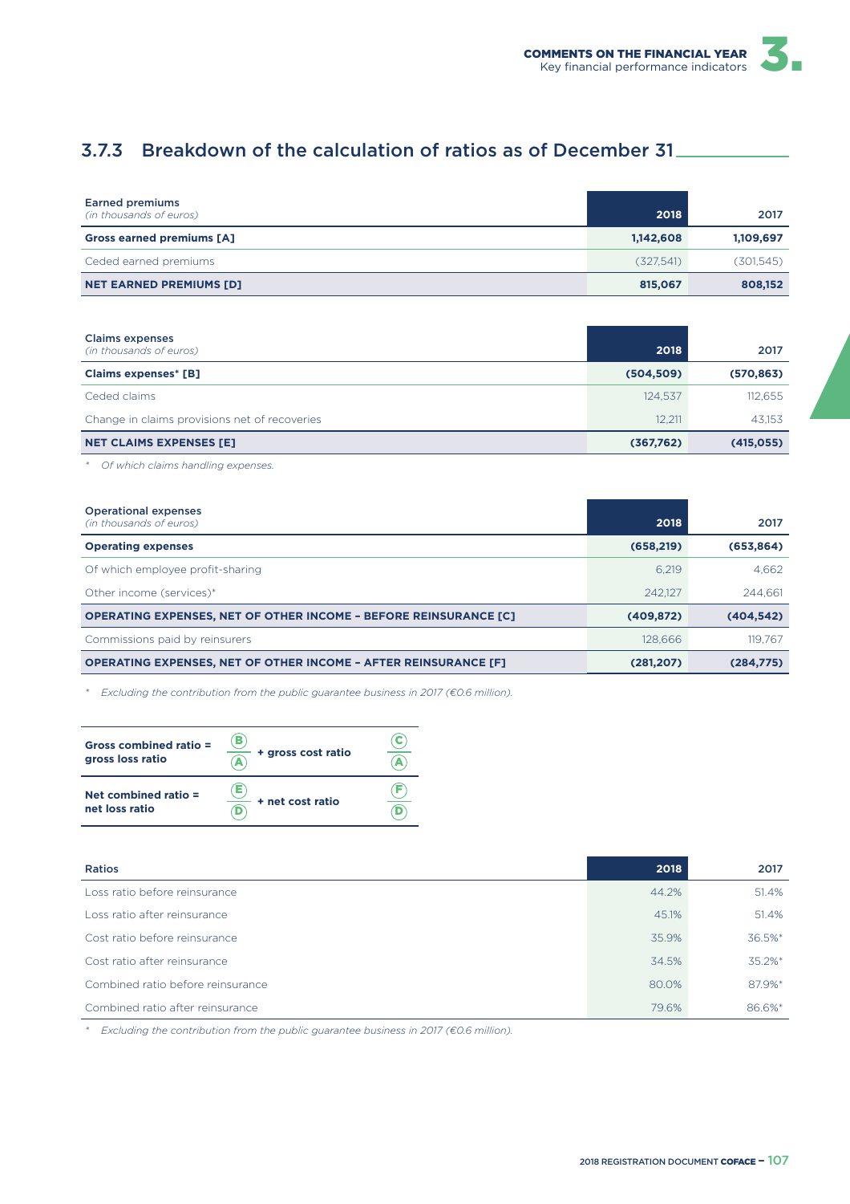### 3.7.3 Breakdown of the calculation of ratios as of December 31

| Earned premiums *(in thousands of euros)* | 2018 | 2017 |
|---|---|---|
| **Gross earned premiums [A]** | **1,142,608** | **1,109,697** |
| Ceded earned premiums | (327,541) | (301,545) |
| **NET EARNED PREMIUMS [D]** | **815,067** | **808,152** |

| Claims expenses *(in thousands of euros)* | 2018 | 2017 |
|---|---|---|
| **Claims expenses* [B]** | **(504,509)** | **(570,863)** |
| Ceded claims | 124,537 | 112,655 |
| Change in claims provisions net of recoveries | 12,211 | 43,153 |
| **NET CLAIMS EXPENSES [E]** | **(367,762)** | **(415,055)** |

*\* Of which claims handling expenses.*

| Operational expenses *(in thousands of euros)* | 2018 | 2017 |
|---|---|---|
| **Operating expenses** | **(658,219)** | **(653,864)** |
| Of which employee profit-sharing | 6,219 | 4,662 |
| Other income (services)* | 242,127 | 244,661 |
| **OPERATING EXPENSES, NET OF OTHER INCOME – BEFORE REINSURANCE [C]** | **(409,872)** | **(404,542)** |
| Commissions paid by reinsurers | 128,666 | 119,767 |
| **OPERATING EXPENSES, NET OF OTHER INCOME – AFTER REINSURANCE [F]** | **(281,207)** | **(284,775)** |

*\* Excluding the contribution from the public guarantee business in 2017 (€0.6 million).*

**Gross combined ratio = gross loss ratio** $\frac{B}{A}$ **+ gross cost ratio** $\frac{C}{A}$

**Net combined ratio = net loss ratio** $\frac{E}{D}$ **+ net cost ratio** $\frac{F}{D}$

| Ratios | 2018 | 2017 |
|---|---|---|
| Loss ratio before reinsurance | 44.2% | 51.4% |
| Loss ratio after reinsurance | 45.1% | 51.4% |
| Cost ratio before reinsurance | 35.9% | 36.5%* |
| Cost ratio after reinsurance | 34.5% | 35.2%* |
| Combined ratio before reinsurance | 80.0% | 87.9%* |
| Combined ratio after reinsurance | 79.6% | 86.6%* |

*\* Excluding the contribution from the public guarantee business in 2017 (€0.6 million).*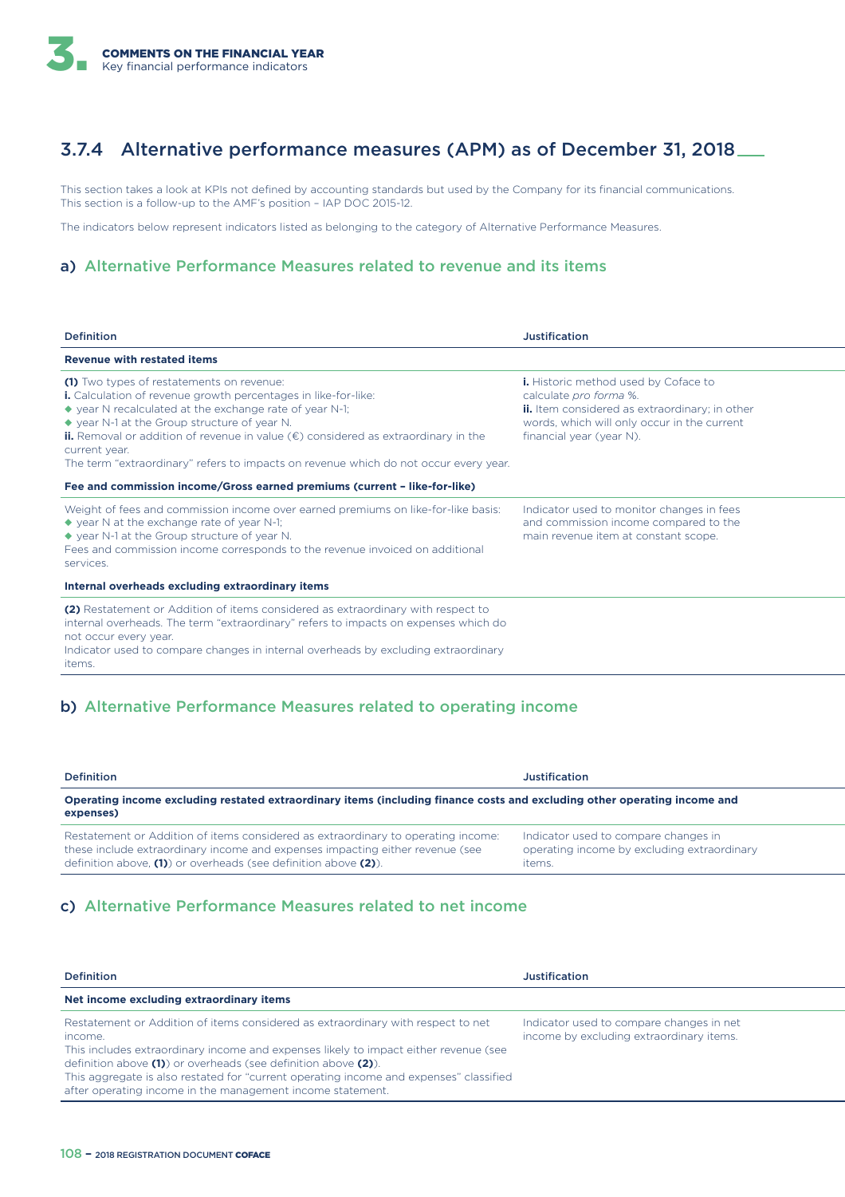## 3.7.4 Alternative performance measures (APM) as of December 31, 2018

This section takes a look at KPIs not defined by accounting standards but used by the Company for its financial communications. This section is a follow-up to the AMF's position – IAP DOC 2015-12.

The indicators below represent indicators listed as belonging to the category of Alternative Performance Measures.

### a) Alternative Performance Measures related to revenue and its items

| Definition | Justification |
|---|---|
| **Revenue with restated items** | |
| **(1)** Two types of restatements on revenue:<br>**i.** Calculation of revenue growth percentages in like-for-like:<br>◆ year N recalculated at the exchange rate of year N-1;<br>◆ year N-1 at the Group structure of year N.<br>**ii.** Removal or addition of revenue in value (€) considered as extraordinary in the current year.<br>The term "extraordinary" refers to impacts on revenue which do not occur every year. | **i.** Historic method used by Coface to calculate *pro forma* %.<br>**ii.** Item considered as extraordinary; in other words, which will only occur in the current financial year (year N). |
| **Fee and commission income/Gross earned premiums (current – like-for-like)** | |
| Weight of fees and commission income over earned premiums on like-for-like basis:<br>◆ year N at the exchange rate of year N-1;<br>◆ year N-1 at the Group structure of year N.<br>Fees and commission income corresponds to the revenue invoiced on additional services. | Indicator used to monitor changes in fees and commission income compared to the main revenue item at constant scope. |
| **Internal overheads excluding extraordinary items** | |
| **(2)** Restatement or Addition of items considered as extraordinary with respect to internal overheads. The term "extraordinary" refers to impacts on expenses which do not occur every year.<br>Indicator used to compare changes in internal overheads by excluding extraordinary items. | |

### b) Alternative Performance Measures related to operating income

| Definition | Justification |
|---|---|
| **Operating income excluding restated extraordinary items (including finance costs and excluding other operating income and expenses)** | |
| Restatement or Addition of items considered as extraordinary to operating income: these include extraordinary income and expenses impacting either revenue (see definition above, **(1)**) or overheads (see definition above **(2)**). | Indicator used to compare changes in operating income by excluding extraordinary items. |

### c) Alternative Performance Measures related to net income

| Definition | Justification |
|---|---|
| **Net income excluding extraordinary items** | |
| Restatement or Addition of items considered as extraordinary with respect to net income.<br>This includes extraordinary income and expenses likely to impact either revenue (see definition above **(1)**) or overheads (see definition above **(2)**).<br>This aggregate is also restated for "current operating income and expenses" classified after operating income in the management income statement. | Indicator used to compare changes in net income by excluding extraordinary items. |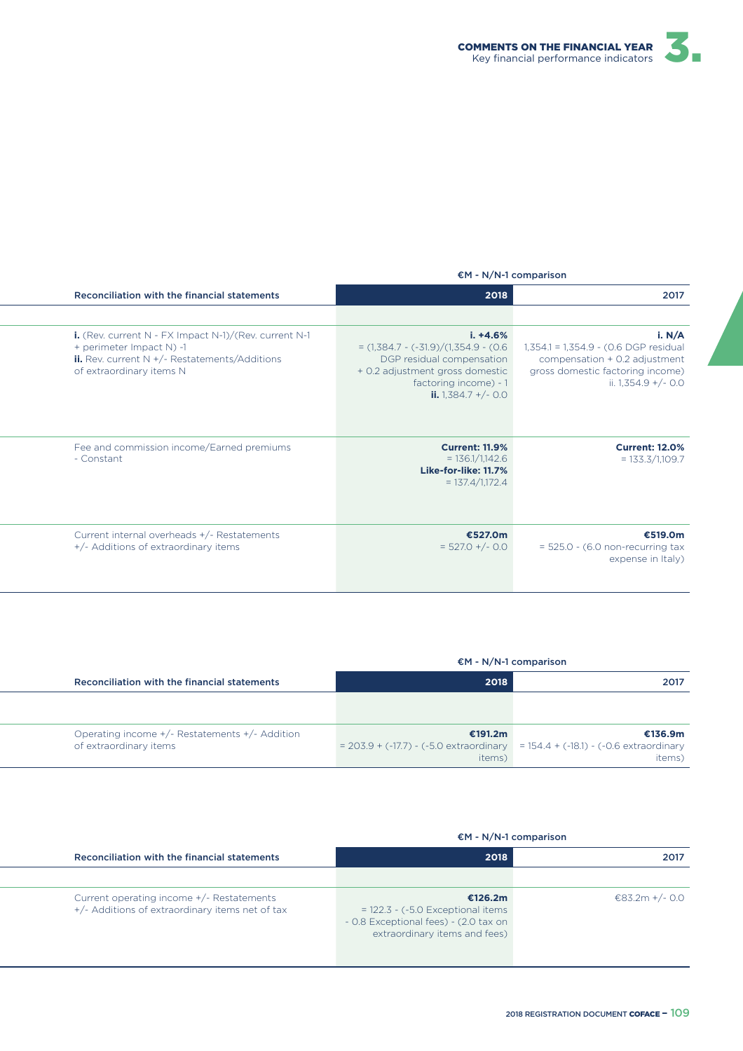| Reconciliation with the financial statements | €M - N/N-1 comparison | |
|---|---|---|
| | **2018** | **2017** |
| **i.** (Rev. current N - FX Impact N-1)/(Rev. current N-1 + perimeter Impact N) -1<br>**ii.** Rev. current N +/- Restatements/Additions of extraordinary items N | **i. +4.6%**<br>= (1,384.7 - (-31.9)/(1,354.9 - (0.6 DGP residual compensation + 0.2 adjustment gross domestic factoring income) - 1<br>**ii.** 1,384.7 +/- 0.0 | **i. N/A**<br>1,354.1 = 1,354.9 - (0.6 DGP residual compensation + 0.2 adjustment gross domestic factoring income)<br>ii. 1,354.9 +/- 0.0 |
| Fee and commission income/Earned premiums - Constant | **Current: 11.9%**<br>= 136.1/1,142.6<br>**Like-for-like: 11.7%**<br>= 137.4/1,172.4 | **Current: 12.0%**<br>= 133.3/1,109.7 |
| Current internal overheads +/- Restatements +/- Additions of extraordinary items | **€527.0m**<br>= 527.0 +/- 0.0 | **€519.0m**<br>= 525.0 - (6.0 non-recurring tax expense in Italy) |

| Reconciliation with the financial statements | €M - N/N-1 comparison | |
|---|---|---|
| | **2018** | **2017** |
| Operating income +/- Restatements +/- Addition of extraordinary items | **€191.2m**<br>= 203.9 + (-17.7) - (-5.0 extraordinary items) | **€136.9m**<br>= 154.4 + (-18.1) - (-0.6 extraordinary items) |

| Reconciliation with the financial statements | €M - N/N-1 comparison | |
|---|---|---|
| | **2018** | **2017** |
| Current operating income +/- Restatements +/- Additions of extraordinary items net of tax | **€126.2m**<br>= 122.3 - (-5.0 Exceptional items - 0.8 Exceptional fees) - (2.0 tax on extraordinary items and fees) | €83.2m +/- 0.0 |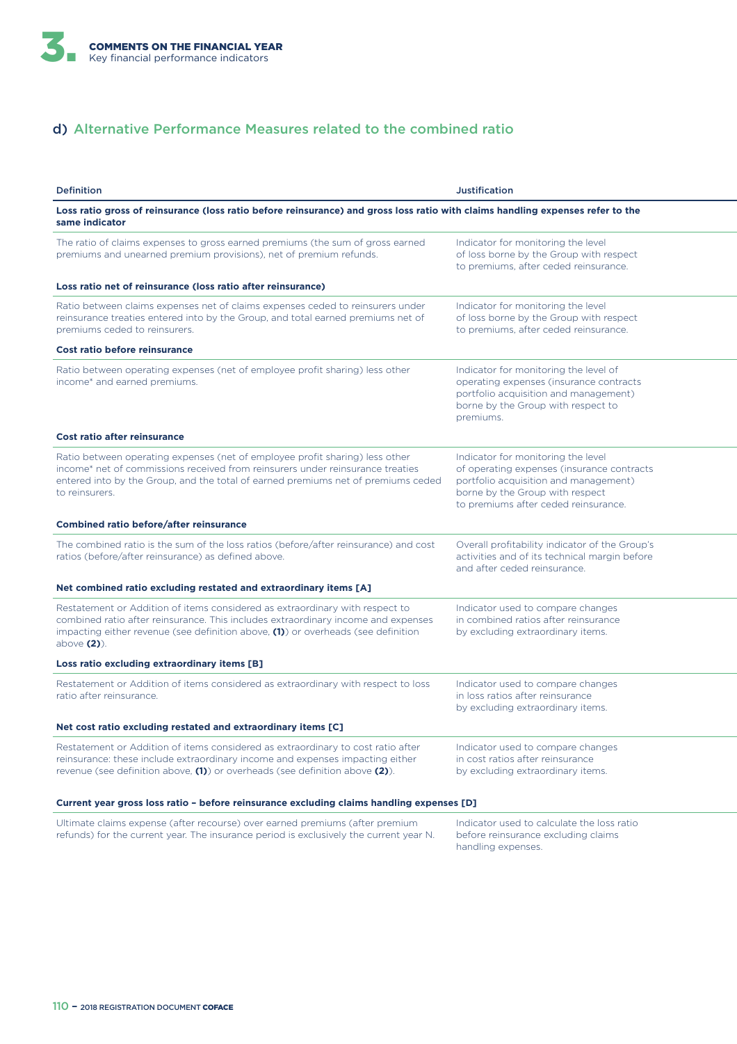## d) Alternative Performance Measures related to the combined ratio

| Definition | Justification |
|---|---|
| **Loss ratio gross of reinsurance (loss ratio before reinsurance) and gross loss ratio with claims handling expenses refer to the same indicator** | |
| The ratio of claims expenses to gross earned premiums (the sum of gross earned premiums and unearned premium provisions), net of premium refunds. | Indicator for monitoring the level of loss borne by the Group with respect to premiums, after ceded reinsurance. |
| **Loss ratio net of reinsurance (loss ratio after reinsurance)** | |
| Ratio between claims expenses net of claims expenses ceded to reinsurers under reinsurance treaties entered into by the Group, and total earned premiums net of premiums ceded to reinsurers. | Indicator for monitoring the level of loss borne by the Group with respect to premiums, after ceded reinsurance. |
| **Cost ratio before reinsurance** | |
| Ratio between operating expenses (net of employee profit sharing) less other income* and earned premiums. | Indicator for monitoring the level of operating expenses (insurance contracts portfolio acquisition and management) borne by the Group with respect to premiums. |
| **Cost ratio after reinsurance** | |
| Ratio between operating expenses (net of employee profit sharing) less other income* net of commissions received from reinsurers under reinsurance treaties entered into by the Group, and the total of earned premiums net of premiums ceded to reinsurers. | Indicator for monitoring the level of operating expenses (insurance contracts portfolio acquisition and management) borne by the Group with respect to premiums after ceded reinsurance. |
| **Combined ratio before/after reinsurance** | |
| The combined ratio is the sum of the loss ratios (before/after reinsurance) and cost ratios (before/after reinsurance) as defined above. | Overall profitability indicator of the Group's activities and of its technical margin before and after ceded reinsurance. |
| **Net combined ratio excluding restated and extraordinary items [A]** | |
| Restatement or Addition of items considered as extraordinary with respect to combined ratio after reinsurance. This includes extraordinary income and expenses impacting either revenue (see definition above, **(1)**) or overheads (see definition above **(2)**). | Indicator used to compare changes in combined ratios after reinsurance by excluding extraordinary items. |
| **Loss ratio excluding extraordinary items [B]** | |
| Restatement or Addition of items considered as extraordinary with respect to loss ratio after reinsurance. | Indicator used to compare changes in loss ratios after reinsurance by excluding extraordinary items. |
| **Net cost ratio excluding restated and extraordinary items [C]** | |
| Restatement or Addition of items considered as extraordinary to cost ratio after reinsurance: these include extraordinary income and expenses impacting either revenue (see definition above, **(1)**) or overheads (see definition above **(2)**). | Indicator used to compare changes in cost ratios after reinsurance by excluding extraordinary items. |
| **Current year gross loss ratio – before reinsurance excluding claims handling expenses [D]** | |
| Ultimate claims expense (after recourse) over earned premiums (after premium refunds) for the current year. The insurance period is exclusively the current year N. | Indicator used to calculate the loss ratio before reinsurance excluding claims handling expenses. |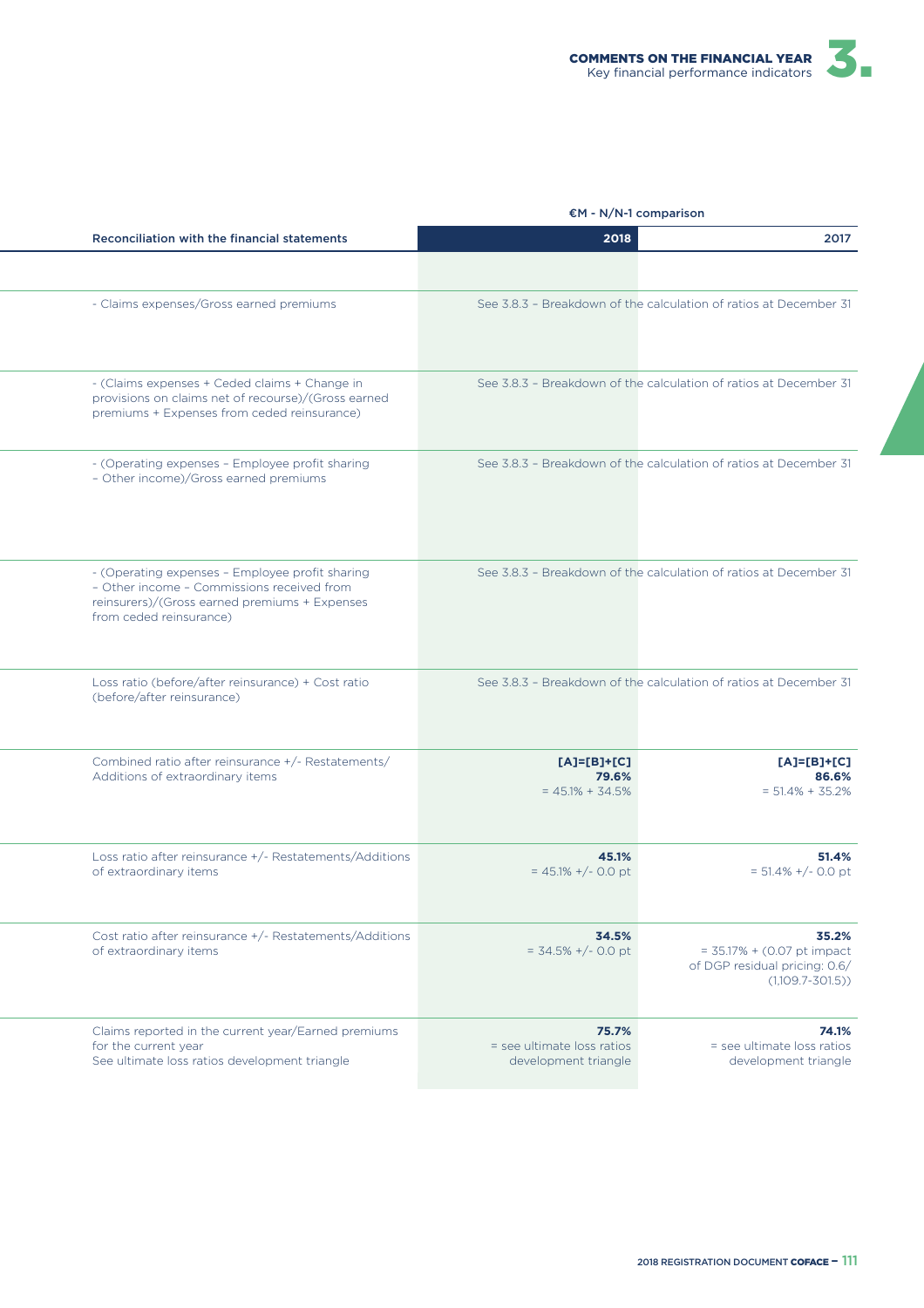| Reconciliation with the financial statements | €M - N/N-1 comparison | |
|---|---|---|
| | 2018 | 2017 |
| | | |
| - Claims expenses/Gross earned premiums | See 3.8.3 – Breakdown of the calculation of ratios at December 31 | |
| - (Claims expenses + Ceded claims + Change in provisions on claims net of recourse)/(Gross earned premiums + Expenses from ceded reinsurance) | See 3.8.3 – Breakdown of the calculation of ratios at December 31 | |
| - (Operating expenses – Employee profit sharing – Other income)/Gross earned premiums | See 3.8.3 – Breakdown of the calculation of ratios at December 31 | |
| - (Operating expenses – Employee profit sharing – Other income – Commissions received from reinsurers)/(Gross earned premiums + Expenses from ceded reinsurance) | See 3.8.3 – Breakdown of the calculation of ratios at December 31 | |
| Loss ratio (before/after reinsurance) + Cost ratio (before/after reinsurance) | See 3.8.3 – Breakdown of the calculation of ratios at December 31 | |
| Combined ratio after reinsurance +/- Restatements/ Additions of extraordinary items | **[A]=[B]+[C]** **79.6%** = 45.1% + 34.5% | **[A]=[B]+[C]** **86.6%** = 51.4% + 35.2% |
| Loss ratio after reinsurance +/- Restatements/Additions of extraordinary items | **45.1%** = 45.1% +/- 0.0 pt | **51.4%** = 51.4% +/- 0.0 pt |
| Cost ratio after reinsurance +/- Restatements/Additions of extraordinary items | **34.5%** = 34.5% +/- 0.0 pt | **35.2%** = 35.17% + (0.07 pt impact of DGP residual pricing: 0.6/ (1,109.7-301.5)) |
| Claims reported in the current year/Earned premiums for the current year See ultimate loss ratios development triangle | **75.7%** = see ultimate loss ratios development triangle | **74.1%** = see ultimate loss ratios development triangle |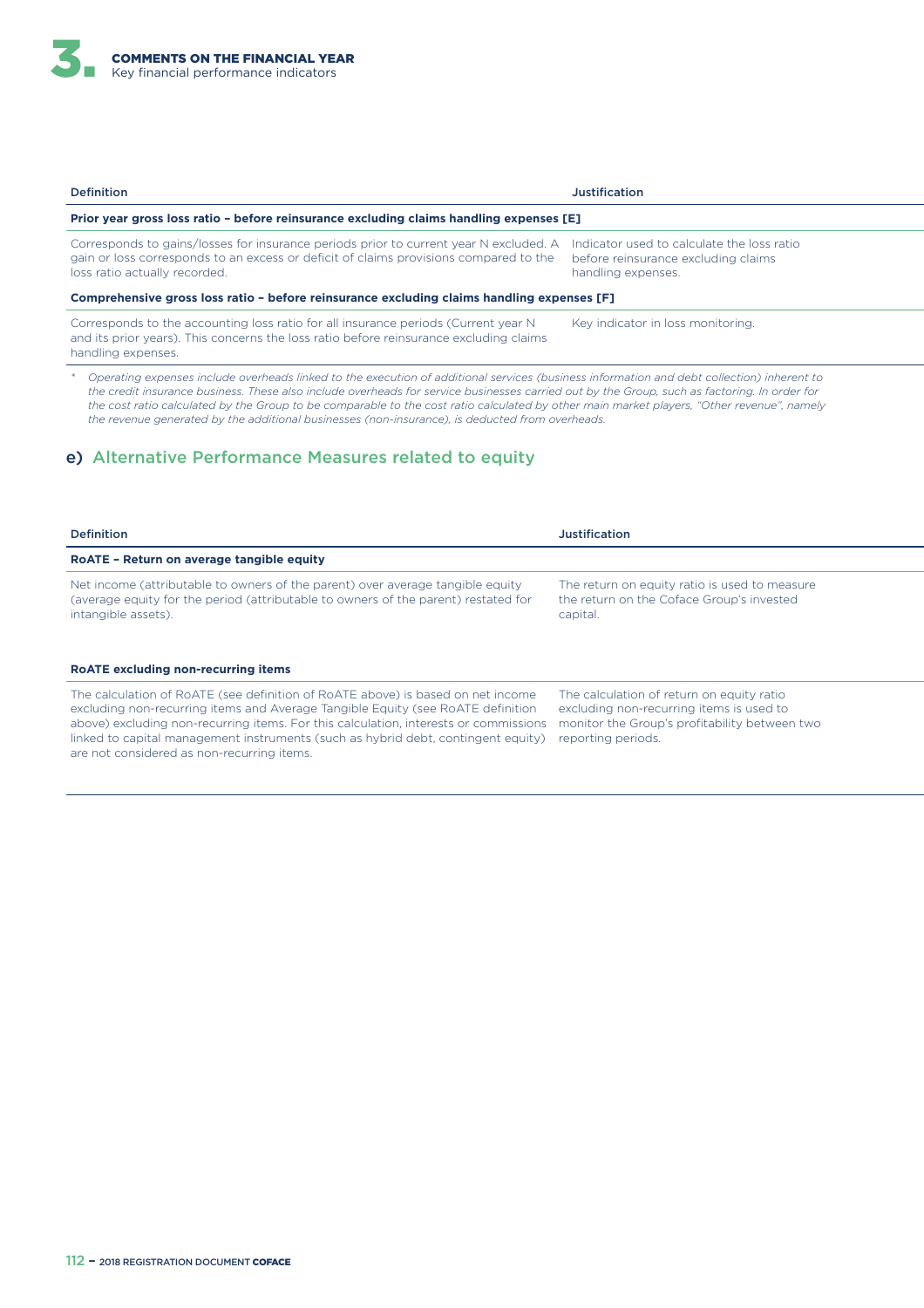| Definition | Justification |
|---|---|
| **Prior year gross loss ratio – before reinsurance excluding claims handling expenses [E]** | |
| Corresponds to gains/losses for insurance periods prior to current year N excluded. A gain or loss corresponds to an excess or deficit of claims provisions compared to the loss ratio actually recorded. | Indicator used to calculate the loss ratio before reinsurance excluding claims handling expenses. |
| **Comprehensive gross loss ratio – before reinsurance excluding claims handling expenses [F]** | |
| Corresponds to the accounting loss ratio for all insurance periods (Current year N and its prior years). This concerns the loss ratio before reinsurance excluding claims handling expenses. | Key indicator in loss monitoring. |

\* *Operating expenses include overheads linked to the execution of additional services (business information and debt collection) inherent to the credit insurance business. These also include overheads for service businesses carried out by the Group, such as factoring. In order for the cost ratio calculated by the Group to be comparable to the cost ratio calculated by other main market players, "Other revenue", namely the revenue generated by the additional businesses (non-insurance), is deducted from overheads.*

## e) Alternative Performance Measures related to equity

| Definition | Justification |
|---|---|
| **RoATE – Return on average tangible equity** | |
| Net income (attributable to owners of the parent) over average tangible equity (average equity for the period (attributable to owners of the parent) restated for intangible assets). | The return on equity ratio is used to measure the return on the Coface Group's invested capital. |
| **RoATE excluding non-recurring items** | |
| The calculation of RoATE (see definition of RoATE above) is based on net income excluding non-recurring items and Average Tangible Equity (see RoATE definition above) excluding non-recurring items. For this calculation, interests or commissions linked to capital management instruments (such as hybrid debt, contingent equity) are not considered as non-recurring items. | The calculation of return on equity ratio excluding non-recurring items is used to monitor the Group's profitability between two reporting periods. |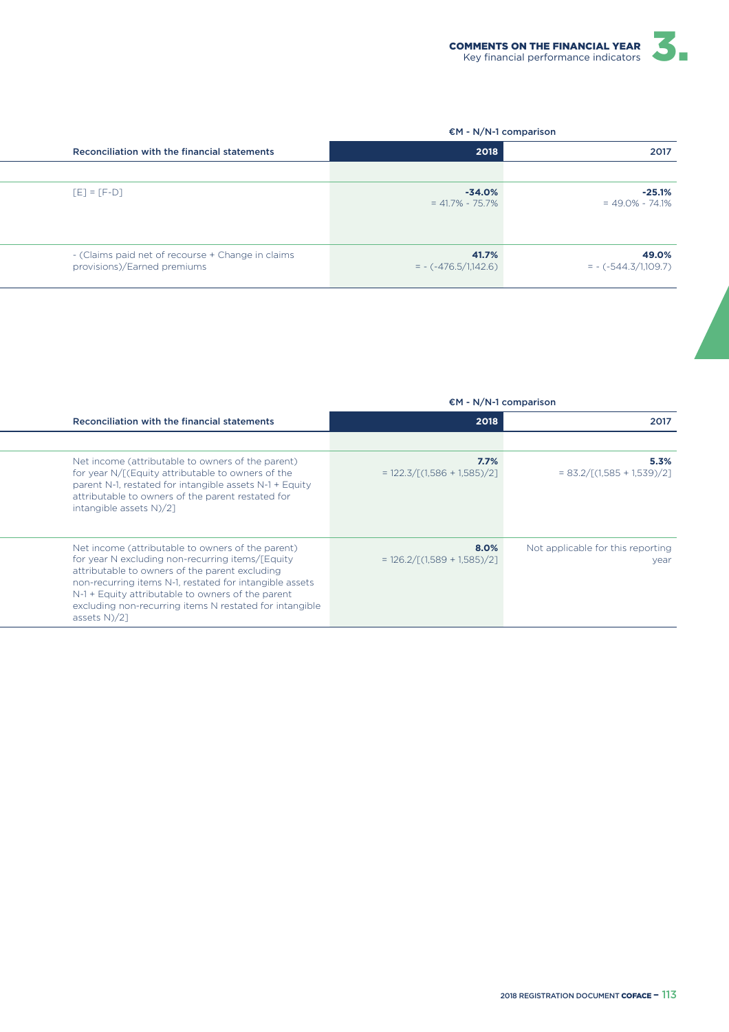| Reconciliation with the financial statements | €M - N/N-1 comparison | |
|---|---|---|
| | **2018** | **2017** |
| | | |
| [E] = [F-D] | **-34.0%**<br>= 41.7% - 75.7% | **-25.1%**<br>= 49.0% - 74.1% |
| - (Claims paid net of recourse + Change in claims provisions)/Earned premiums | **41.7%**<br>= - (-476.5/1,142.6) | **49.0%**<br>= - (-544.3/1,109.7) |

| Reconciliation with the financial statements | €M - N/N-1 comparison | |
|---|---|---|
| | **2018** | **2017** |
| | | |
| Net income (attributable to owners of the parent) for year N/[(Equity attributable to owners of the parent N-1, restated for intangible assets N-1 + Equity attributable to owners of the parent restated for intangible assets N)/2] | **7.7%**<br>= 122.3/[(1,586 + 1,585)/2] | **5.3%**<br>= 83.2/[(1,585 + 1,539)/2] |
| Net income (attributable to owners of the parent) for year N excluding non-recurring items/[Equity attributable to owners of the parent excluding non-recurring items N-1, restated for intangible assets N-1 + Equity attributable to owners of the parent excluding non-recurring items N restated for intangible assets N)/2] | **8.0%**<br>= 126.2/[(1,589 + 1,585)/2] | Not applicable for this reporting year |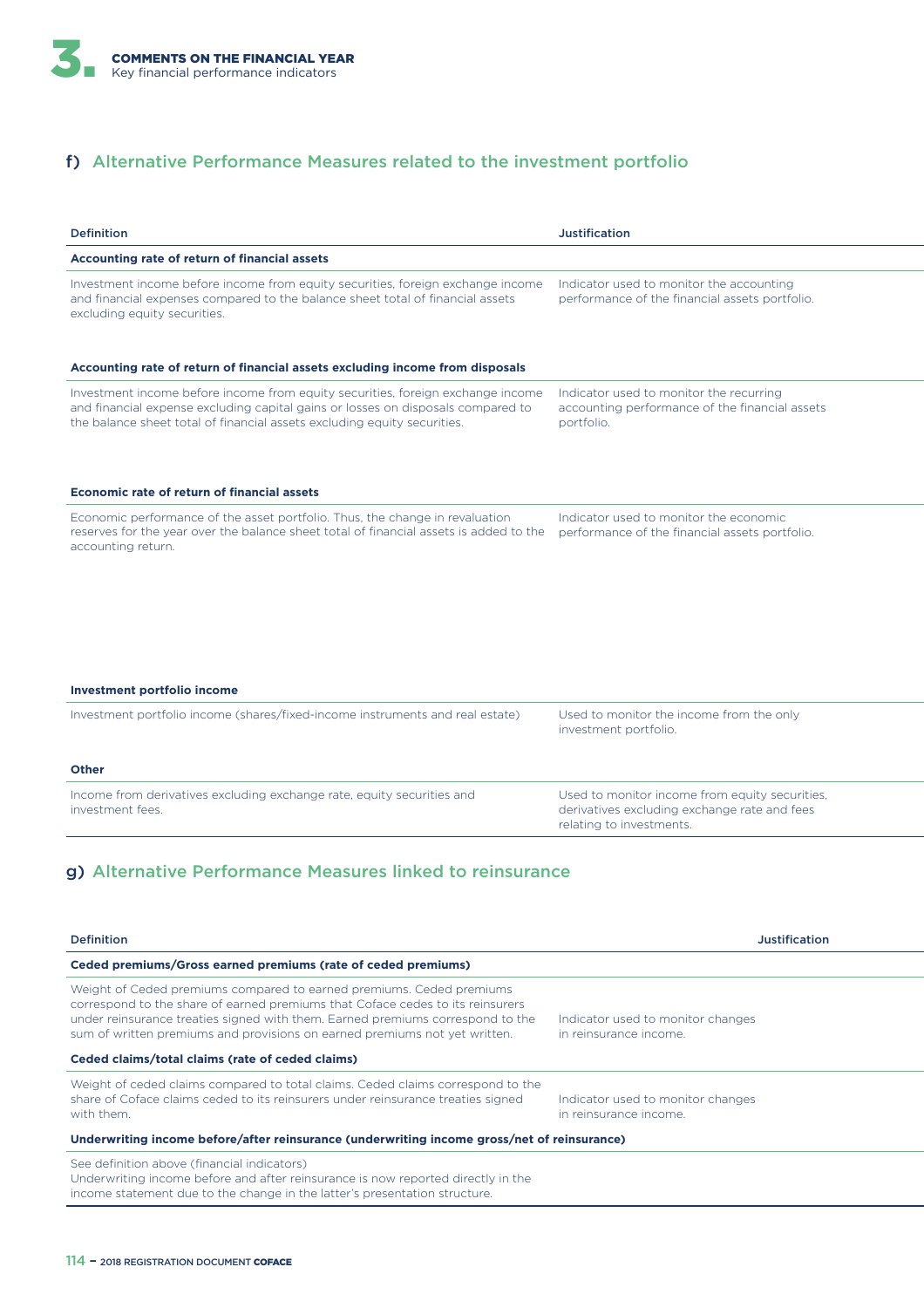## f) Alternative Performance Measures related to the investment portfolio

| Definition | Justification |
|---|---|
| **Accounting rate of return of financial assets** | |
| Investment income before income from equity securities, foreign exchange income and financial expenses compared to the balance sheet total of financial assets excluding equity securities. | Indicator used to monitor the accounting performance of the financial assets portfolio. |
| **Accounting rate of return of financial assets excluding income from disposals** | |
| Investment income before income from equity securities, foreign exchange income and financial expense excluding capital gains or losses on disposals compared to the balance sheet total of financial assets excluding equity securities. | Indicator used to monitor the recurring accounting performance of the financial assets portfolio. |
| **Economic rate of return of financial assets** | |
| Economic performance of the asset portfolio. Thus, the change in revaluation reserves for the year over the balance sheet total of financial assets is added to the accounting return. | Indicator used to monitor the economic performance of the financial assets portfolio. |
| **Investment portfolio income** | |
| Investment portfolio income (shares/fixed-income instruments and real estate) | Used to monitor the income from the only investment portfolio. |
| **Other** | |
| Income from derivatives excluding exchange rate, equity securities and investment fees. | Used to monitor income from equity securities, derivatives excluding exchange rate and fees relating to investments. |

## g) Alternative Performance Measures linked to reinsurance

| Definition | Justification |
|---|---|
| **Ceded premiums/Gross earned premiums (rate of ceded premiums)** | |
| Weight of Ceded premiums compared to earned premiums. Ceded premiums correspond to the share of earned premiums that Coface cedes to its reinsurers under reinsurance treaties signed with them. Earned premiums correspond to the sum of written premiums and provisions on earned premiums not yet written. | Indicator used to monitor changes in reinsurance income. |
| **Ceded claims/total claims (rate of ceded claims)** | |
| Weight of ceded claims compared to total claims. Ceded claims correspond to the share of Coface claims ceded to its reinsurers under reinsurance treaties signed with them. | Indicator used to monitor changes in reinsurance income. |
| **Underwriting income before/after reinsurance (underwriting income gross/net of reinsurance)** | |
| See definition above (financial indicators)<br>Underwriting income before and after reinsurance is now reported directly in the income statement due to the change in the latter's presentation structure. | |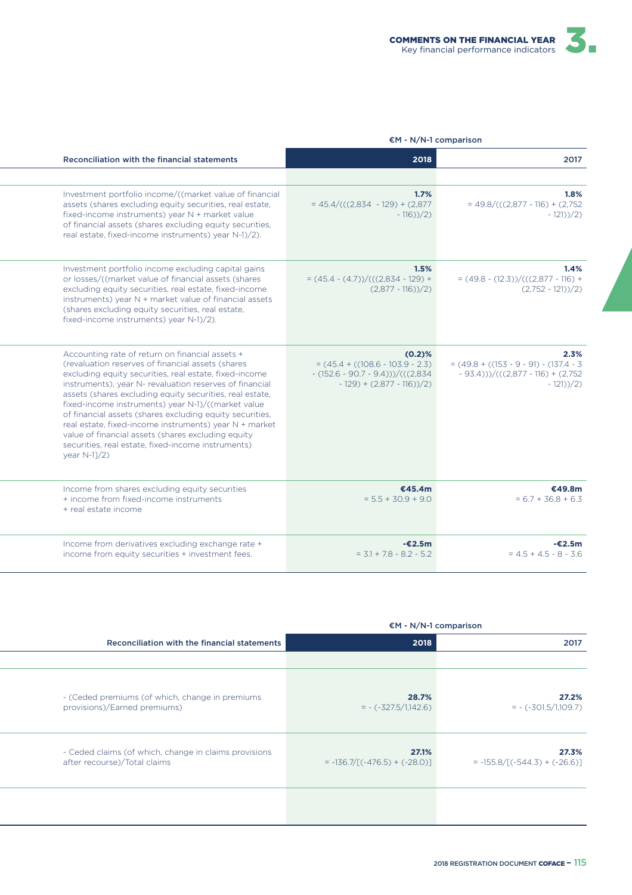| Reconciliation with the financial statements | €M - N/N-1 comparison | |
|---|---|---|
| | **2018** | **2017** |
| Investment portfolio income/((market value of financial assets (shares excluding equity securities, real estate, fixed-income instruments) year N + market value of financial assets (shares excluding equity securities, real estate, fixed-income instruments) year N-1)/2). | **1.7%** = 45.4/(((2,834 - 129) + (2,877 - 116))/2) | **1.8%** = 49.8/(((2,877 - 116) + (2,752 - 121))/2) |
| Investment portfolio income excluding capital gains or losses/((market value of financial assets (shares excluding equity securities, real estate, fixed-income instruments) year N + market value of financial assets (shares excluding equity securities, real estate, fixed-income instruments) year N-1)/2). | **1.5%** = (45.4 - (4.7))/(((2,834 - 129) + (2,877 - 116))/2) | **1.4%** = (49.8 - (12.3))/(((2,877 - 116) + (2,752 - 121))/2) |
| Accounting rate of return on financial assets + (revaluation reserves of financial assets (shares excluding equity securities, real estate, fixed-income instruments), year N- revaluation reserves of financial assets (shares excluding equity securities, real estate, fixed-income instruments) year N-1)/((market value of financial assets (shares excluding equity securities, real estate, fixed-income instruments) year N + market value of financial assets (shares excluding equity securities, real estate, fixed-income instruments) year N-1]/2) | **(0.2)%** = (45.4 + ((108.6 - 103.9 - 2.3) - (152.6 - 90.7 - 9.4)))/(((2,834 - 129) + (2,877 - 116))/2) | **2.3%** = (49.8 + ((153 - 9 - 91) - (137.4 - 3 - 93.4)))/(((2,877 - 116) + (2,752 - 121))/2) |
| Income from shares excluding equity securities + income from fixed-income instruments + real estate income | **€45.4m** = 5.5 + 30.9 + 9.0 | **€49.8m** = 6.7 + 36.8 + 6.3 |
| Income from derivatives excluding exchange rate + income from equity securities + investment fees. | **-€2.5m** = 3.1 + 7.8 - 8.2 - 5.2 | **-€2.5m** = 4.5 + 4.5 - 8 - 3.6 |

| Reconciliation with the financial statements | €M - N/N-1 comparison | |
|---|---|---|
| | **2018** | **2017** |
| - (Ceded premiums (of which, change in premiums provisions)/Earned premiums) | **28.7%** = - (-327.5/1,142.6) | **27.2%** = - (-301.5/1,109.7) |
| - Ceded claims (of which, change in claims provisions after recourse)/Total claims | **27.1%** = -136.7/[(-476.5) + (-28.0)] | **27.3%** = -155.8/[(-544.3) + (-26.6)] |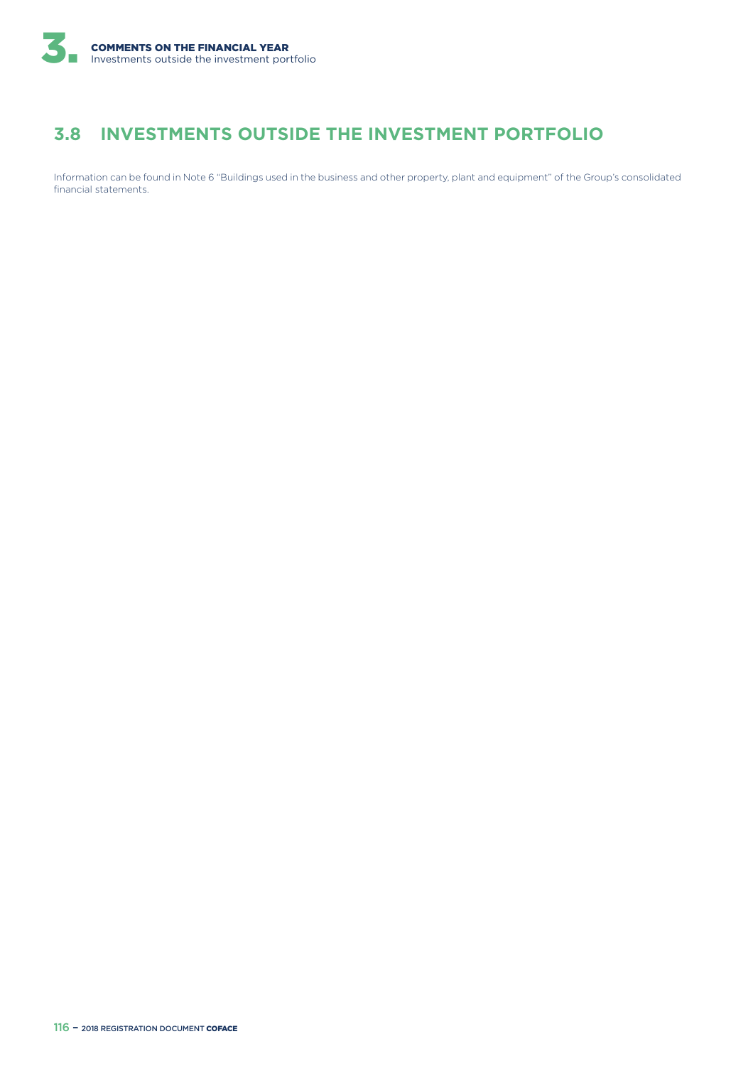## 3.8 INVESTMENTS OUTSIDE THE INVESTMENT PORTFOLIO

Information can be found in Note 6 "Buildings used in the business and other property, plant and equipment" of the Group's consolidated financial statements.